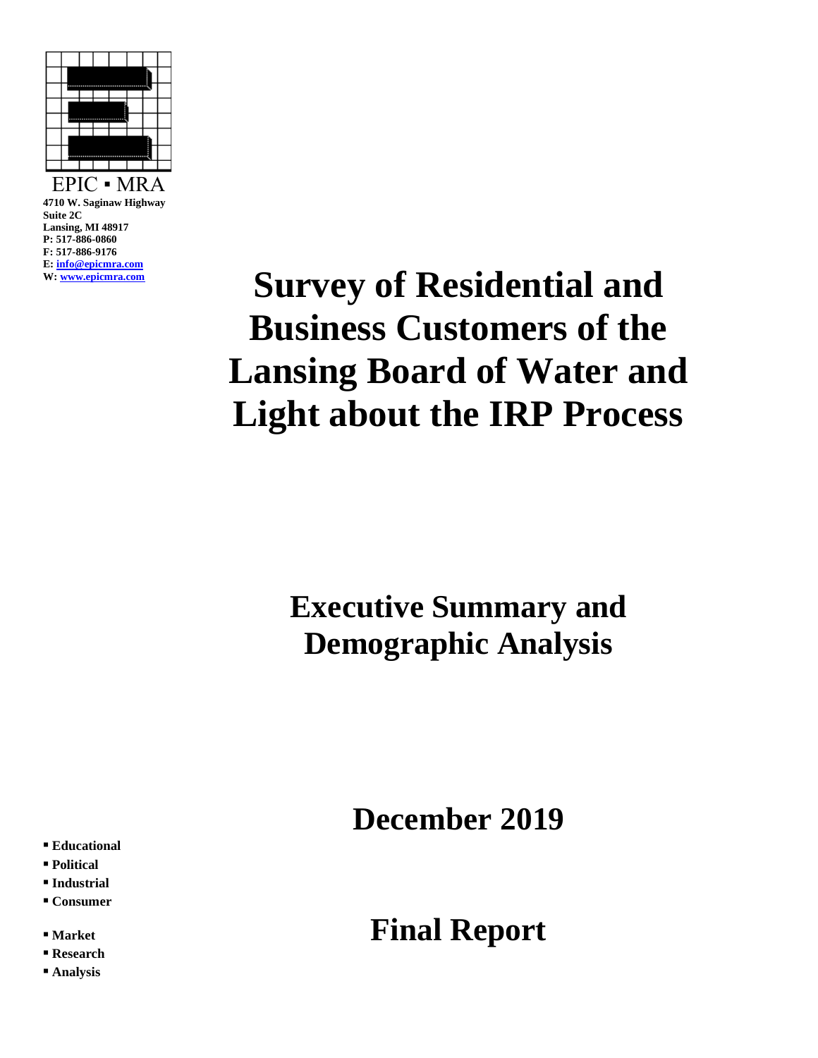EPIC ▪ MRA

**4710 W. Saginaw Highway**
**Suite 2C**
**Lansing, MI 48917**
**P: 517-886-0860**
**F: 517-886-9176**
**E: info@epicmra.com**
**W: www.epicmra.com**

# Survey of Residential and Business Customers of the Lansing Board of Water and Light about the IRP Process

## Executive Summary and Demographic Analysis

## December 2019

## Final Report

- **Educational**
- **Political**
- **Industrial**
- **Consumer**

- **Market**
- **Research**
- **Analysis**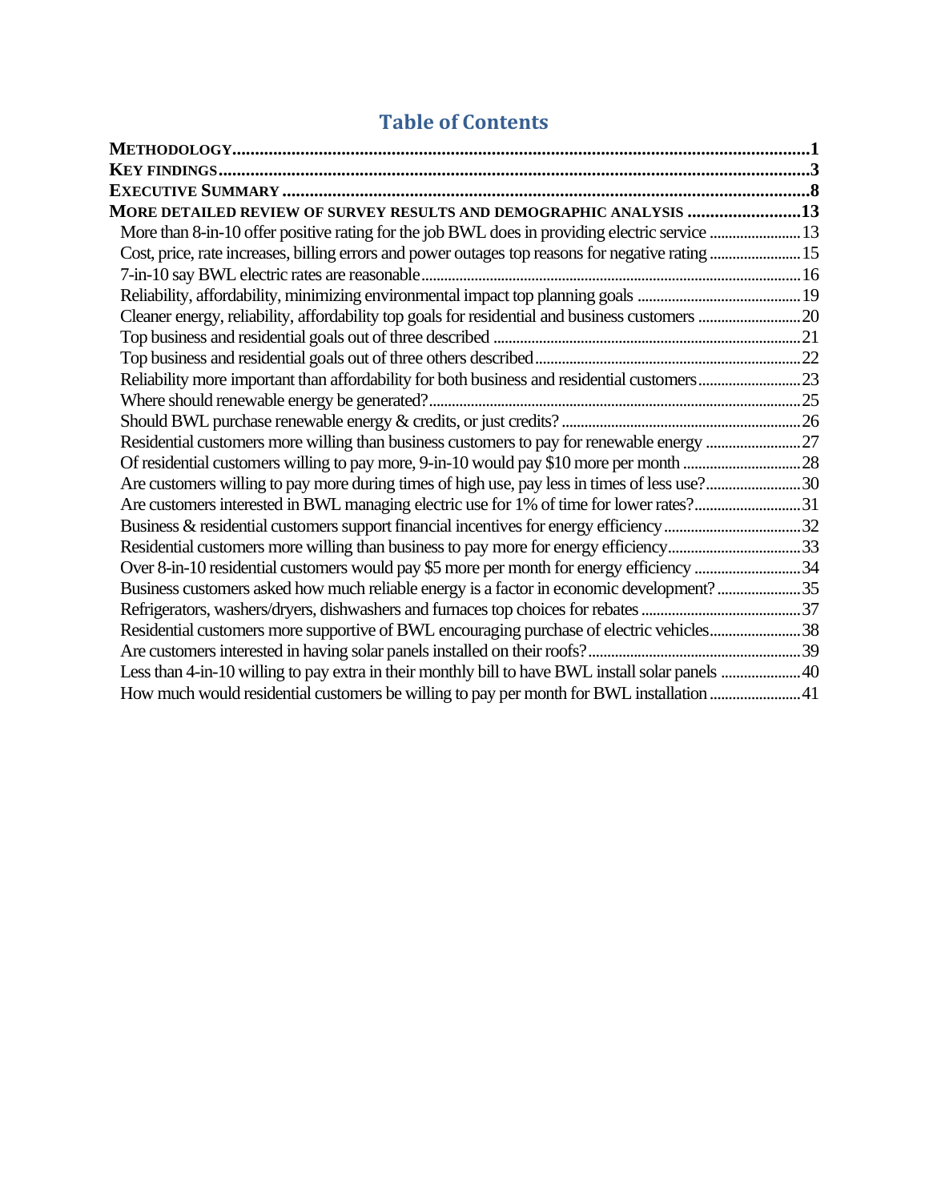# Table of Contents

**METHODOLOGY** .......... **1**

**KEY FINDINGS** .......... **3**

**EXECUTIVE SUMMARY** .......... **8**

**MORE DETAILED REVIEW OF SURVEY RESULTS AND DEMOGRAPHIC ANALYSIS** .......... **13**

- More than 8-in-10 offer positive rating for the job BWL does in providing electric service .......... 13
- Cost, price, rate increases, billing errors and power outages top reasons for negative rating .......... 15
- 7-in-10 say BWL electric rates are reasonable .......... 16
- Reliability, affordability, minimizing environmental impact top planning goals .......... 19
- Cleaner energy, reliability, affordability top goals for residential and business customers .......... 20
- Top business and residential goals out of three described .......... 21
- Top business and residential goals out of three others described .......... 22
- Reliability more important than affordability for both business and residential customers .......... 23
- Where should renewable energy be generated? .......... 25
- Should BWL purchase renewable energy & credits, or just credits? .......... 26
- Residential customers more willing than business customers to pay for renewable energy .......... 27
- Of residential customers willing to pay more, 9-in-10 would pay $10 more per month .......... 28
- Are customers willing to pay more during times of high use, pay less in times of less use? .......... 30
- Are customers interested in BWL managing electric use for 1% of time for lower rates? .......... 31
- Business & residential customers support financial incentives for energy efficiency .......... 32
- Residential customers more willing than business to pay more for energy efficiency .......... 33
- Over 8-in-10 residential customers would pay $5 more per month for energy efficiency .......... 34
- Business customers asked how much reliable energy is a factor in economic development? .......... 35
- Refrigerators, washers/dryers, dishwashers and furnaces top choices for rebates .......... 37
- Residential customers more supportive of BWL encouraging purchase of electric vehicles .......... 38
- Are customers interested in having solar panels installed on their roofs? .......... 39
- Less than 4-in-10 willing to pay extra in their monthly bill to have BWL install solar panels .......... 40
- How much would residential customers be willing to pay per month for BWL installation .......... 41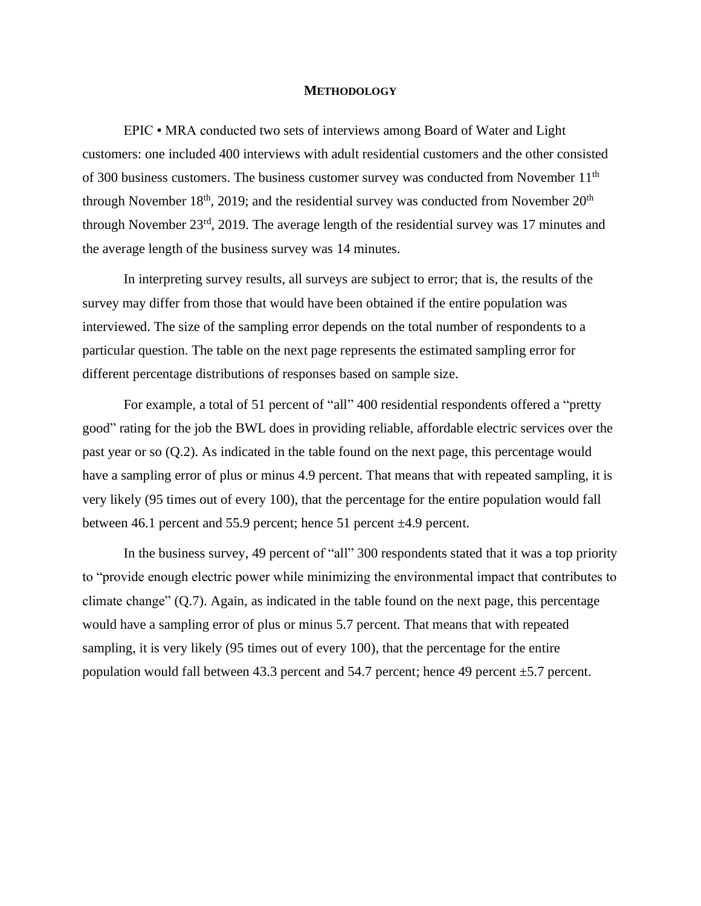## METHODOLOGY

EPIC ▪ MRA conducted two sets of interviews among Board of Water and Light customers: one included 400 interviews with adult residential customers and the other consisted of 300 business customers. The business customer survey was conducted from November 11th through November 18th, 2019; and the residential survey was conducted from November 20th through November 23rd, 2019. The average length of the residential survey was 17 minutes and the average length of the business survey was 14 minutes.

In interpreting survey results, all surveys are subject to error; that is, the results of the survey may differ from those that would have been obtained if the entire population was interviewed. The size of the sampling error depends on the total number of respondents to a particular question. The table on the next page represents the estimated sampling error for different percentage distributions of responses based on sample size.

For example, a total of 51 percent of "all" 400 residential respondents offered a "pretty good" rating for the job the BWL does in providing reliable, affordable electric services over the past year or so (Q.2). As indicated in the table found on the next page, this percentage would have a sampling error of plus or minus 4.9 percent. That means that with repeated sampling, it is very likely (95 times out of every 100), that the percentage for the entire population would fall between 46.1 percent and 55.9 percent; hence 51 percent ±4.9 percent.

In the business survey, 49 percent of "all" 300 respondents stated that it was a top priority to "provide enough electric power while minimizing the environmental impact that contributes to climate change" (Q.7). Again, as indicated in the table found on the next page, this percentage would have a sampling error of plus or minus 5.7 percent. That means that with repeated sampling, it is very likely (95 times out of every 100), that the percentage for the entire population would fall between 43.3 percent and 54.7 percent; hence 49 percent ±5.7 percent.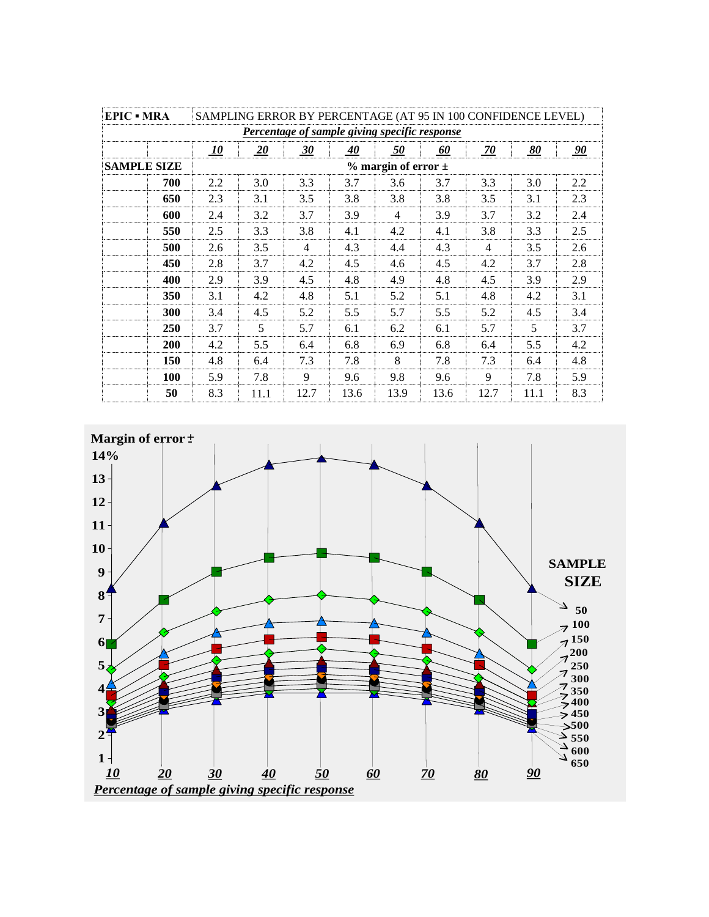| EPIC ▪ MRA | SAMPLING ERROR BY PERCENTAGE (AT 95 IN 100 CONFIDENCE LEVEL) | | | | | | | | |
|---|---|---|---|---|---|---|---|---|---|
| | ***Percentage of sample giving specific response*** | | | | | | | | |
| | ***10*** | ***20*** | ***30*** | ***40*** | ***50*** | ***60*** | ***70*** | ***80*** | ***90*** |
| **SAMPLE SIZE** | **% margin of error ±** | | | | | | | | |
| **700** | 2.2 | 3.0 | 3.3 | 3.7 | 3.6 | 3.7 | 3.3 | 3.0 | 2.2 |
| **650** | 2.3 | 3.1 | 3.5 | 3.8 | 3.8 | 3.8 | 3.5 | 3.1 | 2.3 |
| **600** | 2.4 | 3.2 | 3.7 | 3.9 | 4 | 3.9 | 3.7 | 3.2 | 2.4 |
| **550** | 2.5 | 3.3 | 3.8 | 4.1 | 4.2 | 4.1 | 3.8 | 3.3 | 2.5 |
| **500** | 2.6 | 3.5 | 4 | 4.3 | 4.4 | 4.3 | 4 | 3.5 | 2.6 |
| **450** | 2.8 | 3.7 | 4.2 | 4.5 | 4.6 | 4.5 | 4.2 | 3.7 | 2.8 |
| **400** | 2.9 | 3.9 | 4.5 | 4.8 | 4.9 | 4.8 | 4.5 | 3.9 | 2.9 |
| **350** | 3.1 | 4.2 | 4.8 | 5.1 | 5.2 | 5.1 | 4.8 | 4.2 | 3.1 |
| **300** | 3.4 | 4.5 | 5.2 | 5.5 | 5.7 | 5.5 | 5.2 | 4.5 | 3.4 |
| **250** | 3.7 | 5 | 5.7 | 6.1 | 6.2 | 6.1 | 5.7 | 5 | 3.7 |
| **200** | 4.2 | 5.5 | 6.4 | 6.8 | 6.9 | 6.8 | 6.4 | 5.5 | 4.2 |
| **150** | 4.8 | 6.4 | 7.3 | 7.8 | 8 | 7.8 | 7.3 | 6.4 | 4.8 |
| **100** | 5.9 | 7.8 | 9 | 9.6 | 9.8 | 9.6 | 9 | 7.8 | 5.9 |
| **50** | 8.3 | 11.1 | 12.7 | 13.6 | 13.9 | 13.6 | 12.7 | 11.1 | 8.3 |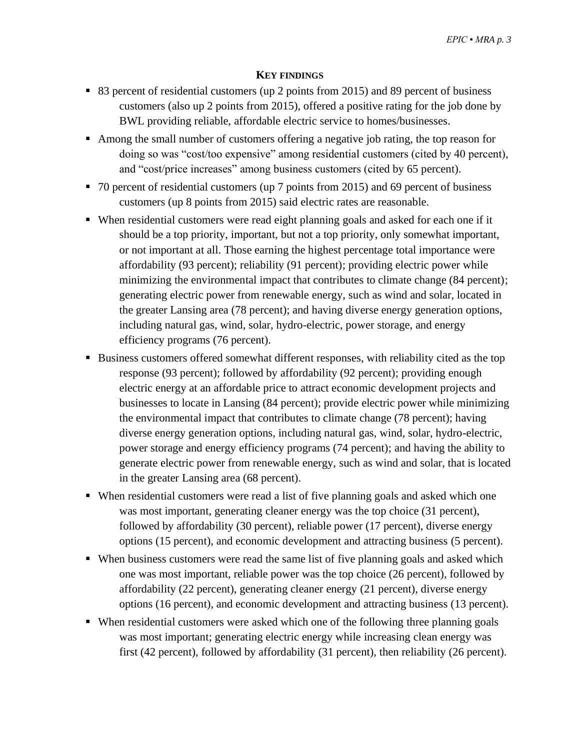## **KEY FINDINGS**

- 83 percent of residential customers (up 2 points from 2015) and 89 percent of business customers (also up 2 points from 2015), offered a positive rating for the job done by BWL providing reliable, affordable electric service to homes/businesses.
- Among the small number of customers offering a negative job rating, the top reason for doing so was "cost/too expensive" among residential customers (cited by 40 percent), and "cost/price increases" among business customers (cited by 65 percent).
- 70 percent of residential customers (up 7 points from 2015) and 69 percent of business customers (up 8 points from 2015) said electric rates are reasonable.
- When residential customers were read eight planning goals and asked for each one if it should be a top priority, important, but not a top priority, only somewhat important, or not important at all. Those earning the highest percentage total importance were affordability (93 percent); reliability (91 percent); providing electric power while minimizing the environmental impact that contributes to climate change (84 percent); generating electric power from renewable energy, such as wind and solar, located in the greater Lansing area (78 percent); and having diverse energy generation options, including natural gas, wind, solar, hydro-electric, power storage, and energy efficiency programs (76 percent).
- Business customers offered somewhat different responses, with reliability cited as the top response (93 percent); followed by affordability (92 percent); providing enough electric energy at an affordable price to attract economic development projects and businesses to locate in Lansing (84 percent); provide electric power while minimizing the environmental impact that contributes to climate change (78 percent); having diverse energy generation options, including natural gas, wind, solar, hydro-electric, power storage and energy efficiency programs (74 percent); and having the ability to generate electric power from renewable energy, such as wind and solar, that is located in the greater Lansing area (68 percent).
- When residential customers were read a list of five planning goals and asked which one was most important, generating cleaner energy was the top choice (31 percent), followed by affordability (30 percent), reliable power (17 percent), diverse energy options (15 percent), and economic development and attracting business (5 percent).
- When business customers were read the same list of five planning goals and asked which one was most important, reliable power was the top choice (26 percent), followed by affordability (22 percent), generating cleaner energy (21 percent), diverse energy options (16 percent), and economic development and attracting business (13 percent).
- When residential customers were asked which one of the following three planning goals was most important; generating electric energy while increasing clean energy was first (42 percent), followed by affordability (31 percent), then reliability (26 percent).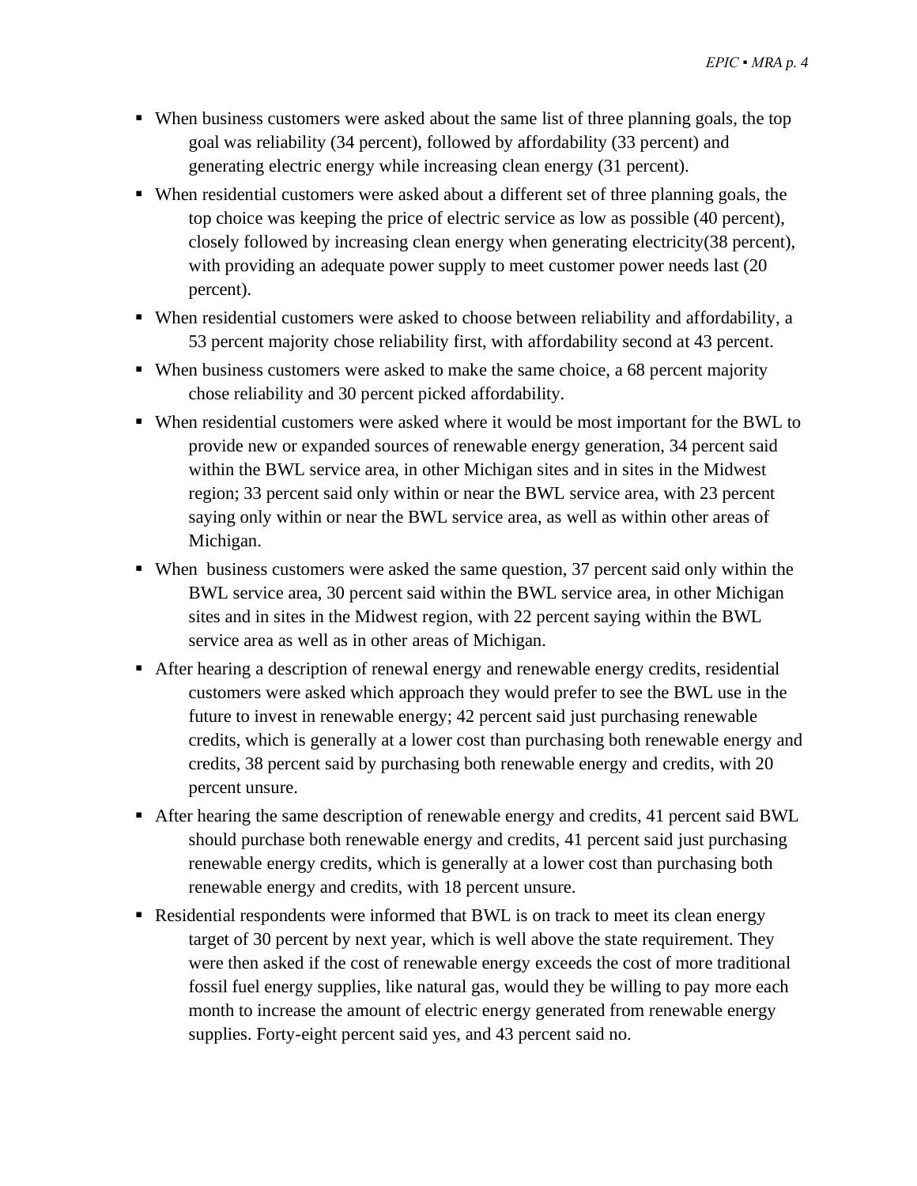- When business customers were asked about the same list of three planning goals, the top goal was reliability (34 percent), followed by affordability (33 percent) and generating electric energy while increasing clean energy (31 percent).
- When residential customers were asked about a different set of three planning goals, the top choice was keeping the price of electric service as low as possible (40 percent), closely followed by increasing clean energy when generating electricity(38 percent), with providing an adequate power supply to meet customer power needs last (20 percent).
- When residential customers were asked to choose between reliability and affordability, a 53 percent majority chose reliability first, with affordability second at 43 percent.
- When business customers were asked to make the same choice, a 68 percent majority chose reliability and 30 percent picked affordability.
- When residential customers were asked where it would be most important for the BWL to provide new or expanded sources of renewable energy generation, 34 percent said within the BWL service area, in other Michigan sites and in sites in the Midwest region; 33 percent said only within or near the BWL service area, with 23 percent saying only within or near the BWL service area, as well as within other areas of Michigan.
- When business customers were asked the same question, 37 percent said only within the BWL service area, 30 percent said within the BWL service area, in other Michigan sites and in sites in the Midwest region, with 22 percent saying within the BWL service area as well as in other areas of Michigan.
- After hearing a description of renewal energy and renewable energy credits, residential customers were asked which approach they would prefer to see the BWL use in the future to invest in renewable energy; 42 percent said just purchasing renewable credits, which is generally at a lower cost than purchasing both renewable energy and credits, 38 percent said by purchasing both renewable energy and credits, with 20 percent unsure.
- After hearing the same description of renewable energy and credits, 41 percent said BWL should purchase both renewable energy and credits, 41 percent said just purchasing renewable energy credits, which is generally at a lower cost than purchasing both renewable energy and credits, with 18 percent unsure.
- Residential respondents were informed that BWL is on track to meet its clean energy target of 30 percent by next year, which is well above the state requirement. They were then asked if the cost of renewable energy exceeds the cost of more traditional fossil fuel energy supplies, like natural gas, would they be willing to pay more each month to increase the amount of electric energy generated from renewable energy supplies. Forty-eight percent said yes, and 43 percent said no.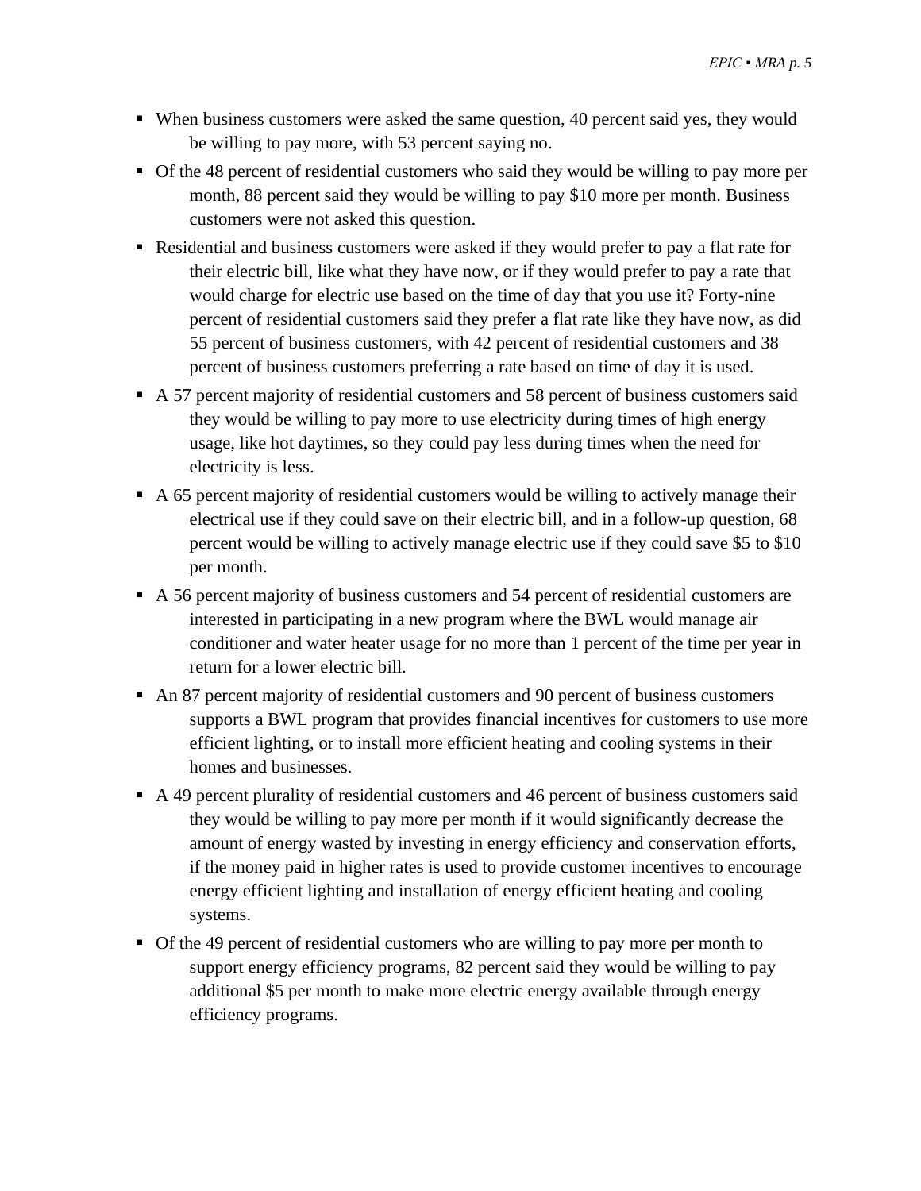- When business customers were asked the same question, 40 percent said yes, they would be willing to pay more, with 53 percent saying no.
- Of the 48 percent of residential customers who said they would be willing to pay more per month, 88 percent said they would be willing to pay $10 more per month. Business customers were not asked this question.
- Residential and business customers were asked if they would prefer to pay a flat rate for their electric bill, like what they have now, or if they would prefer to pay a rate that would charge for electric use based on the time of day that you use it? Forty-nine percent of residential customers said they prefer a flat rate like they have now, as did 55 percent of business customers, with 42 percent of residential customers and 38 percent of business customers preferring a rate based on time of day it is used.
- A 57 percent majority of residential customers and 58 percent of business customers said they would be willing to pay more to use electricity during times of high energy usage, like hot daytimes, so they could pay less during times when the need for electricity is less.
- A 65 percent majority of residential customers would be willing to actively manage their electrical use if they could save on their electric bill, and in a follow-up question, 68 percent would be willing to actively manage electric use if they could save $5 to $10 per month.
- A 56 percent majority of business customers and 54 percent of residential customers are interested in participating in a new program where the BWL would manage air conditioner and water heater usage for no more than 1 percent of the time per year in return for a lower electric bill.
- An 87 percent majority of residential customers and 90 percent of business customers supports a BWL program that provides financial incentives for customers to use more efficient lighting, or to install more efficient heating and cooling systems in their homes and businesses.
- A 49 percent plurality of residential customers and 46 percent of business customers said they would be willing to pay more per month if it would significantly decrease the amount of energy wasted by investing in energy efficiency and conservation efforts, if the money paid in higher rates is used to provide customer incentives to encourage energy efficient lighting and installation of energy efficient heating and cooling systems.
- Of the 49 percent of residential customers who are willing to pay more per month to support energy efficiency programs, 82 percent said they would be willing to pay additional $5 per month to make more electric energy available through energy efficiency programs.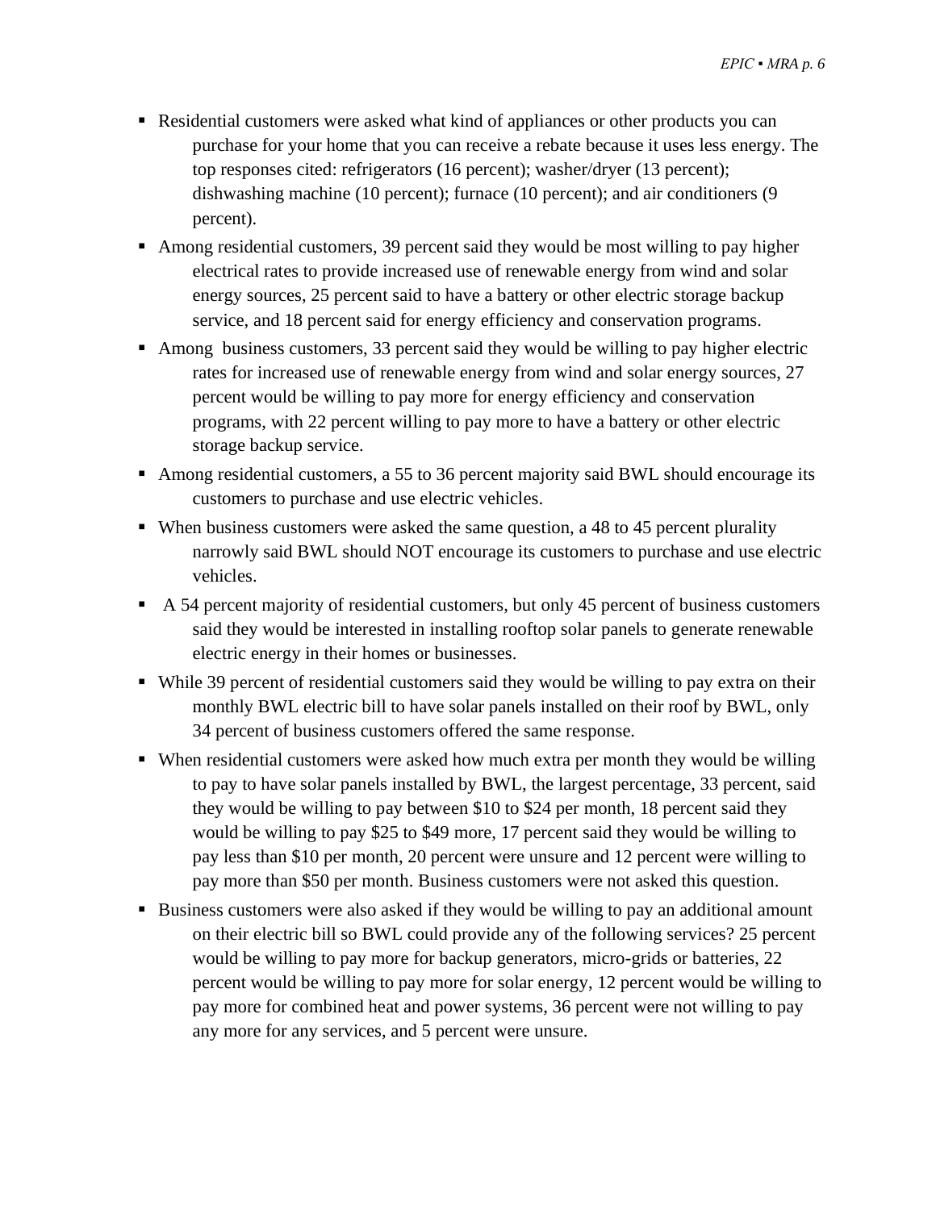- Residential customers were asked what kind of appliances or other products you can purchase for your home that you can receive a rebate because it uses less energy. The top responses cited: refrigerators (16 percent); washer/dryer (13 percent); dishwashing machine (10 percent); furnace (10 percent); and air conditioners (9 percent).
- Among residential customers, 39 percent said they would be most willing to pay higher electrical rates to provide increased use of renewable energy from wind and solar energy sources, 25 percent said to have a battery or other electric storage backup service, and 18 percent said for energy efficiency and conservation programs.
- Among business customers, 33 percent said they would be willing to pay higher electric rates for increased use of renewable energy from wind and solar energy sources, 27 percent would be willing to pay more for energy efficiency and conservation programs, with 22 percent willing to pay more to have a battery or other electric storage backup service.
- Among residential customers, a 55 to 36 percent majority said BWL should encourage its customers to purchase and use electric vehicles.
- When business customers were asked the same question, a 48 to 45 percent plurality narrowly said BWL should NOT encourage its customers to purchase and use electric vehicles.
- A 54 percent majority of residential customers, but only 45 percent of business customers said they would be interested in installing rooftop solar panels to generate renewable electric energy in their homes or businesses.
- While 39 percent of residential customers said they would be willing to pay extra on their monthly BWL electric bill to have solar panels installed on their roof by BWL, only 34 percent of business customers offered the same response.
- When residential customers were asked how much extra per month they would be willing to pay to have solar panels installed by BWL, the largest percentage, 33 percent, said they would be willing to pay between $10 to $24 per month, 18 percent said they would be willing to pay $25 to $49 more, 17 percent said they would be willing to pay less than $10 per month, 20 percent were unsure and 12 percent were willing to pay more than $50 per month. Business customers were not asked this question.
- Business customers were also asked if they would be willing to pay an additional amount on their electric bill so BWL could provide any of the following services? 25 percent would be willing to pay more for backup generators, micro-grids or batteries, 22 percent would be willing to pay more for solar energy, 12 percent would be willing to pay more for combined heat and power systems, 36 percent were not willing to pay any more for any services, and 5 percent were unsure.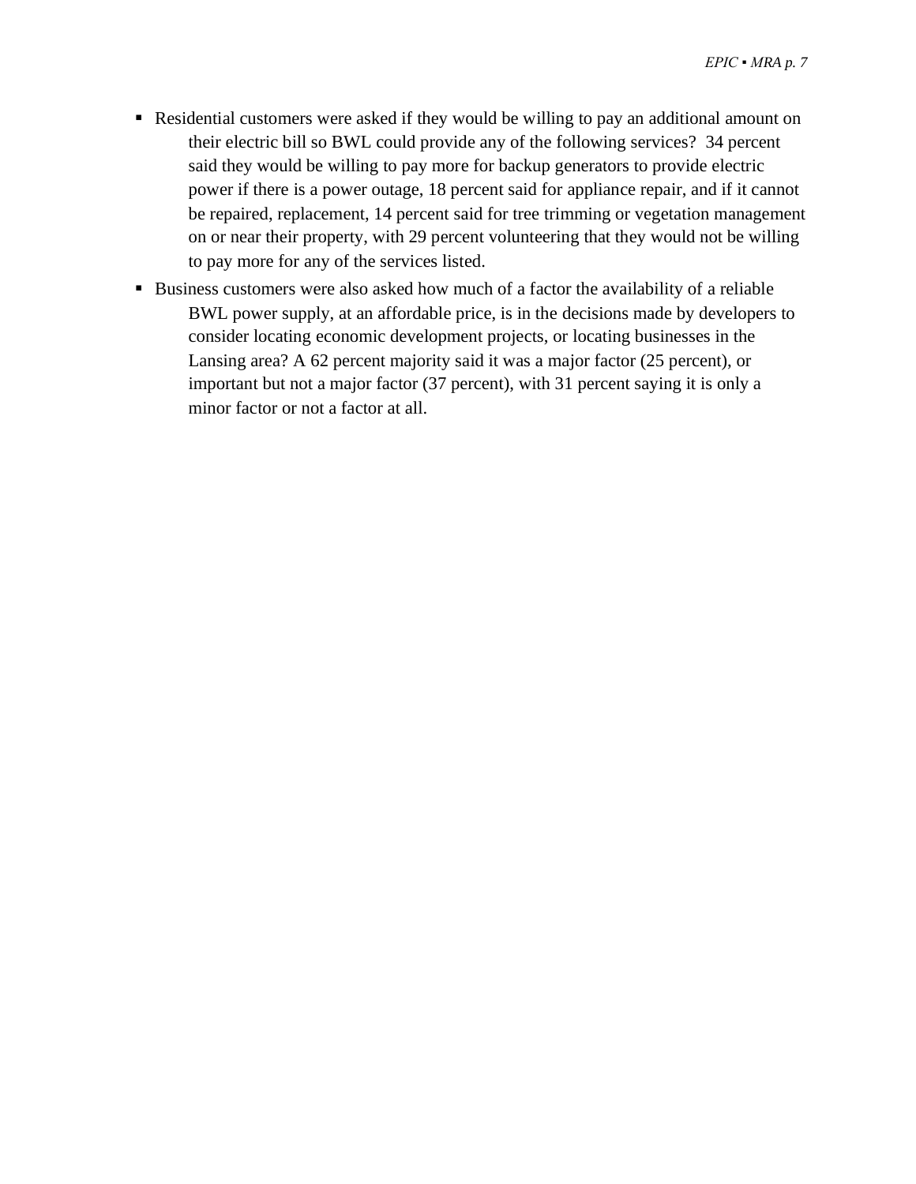- Residential customers were asked if they would be willing to pay an additional amount on their electric bill so BWL could provide any of the following services? 34 percent said they would be willing to pay more for backup generators to provide electric power if there is a power outage, 18 percent said for appliance repair, and if it cannot be repaired, replacement, 14 percent said for tree trimming or vegetation management on or near their property, with 29 percent volunteering that they would not be willing to pay more for any of the services listed.
- Business customers were also asked how much of a factor the availability of a reliable BWL power supply, at an affordable price, is in the decisions made by developers to consider locating economic development projects, or locating businesses in the Lansing area? A 62 percent majority said it was a major factor (25 percent), or important but not a major factor (37 percent), with 31 percent saying it is only a minor factor or not a factor at all.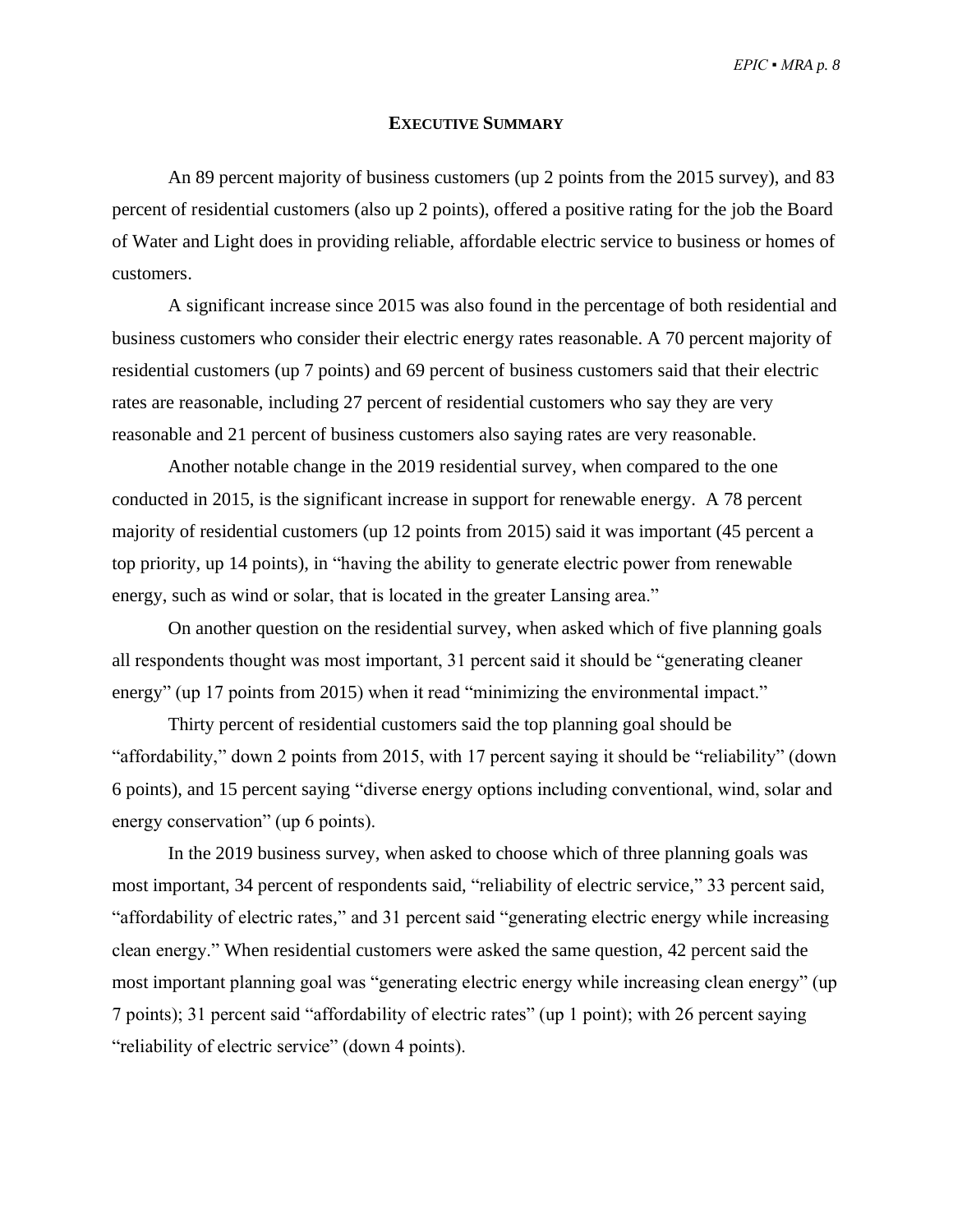## Executive Summary

An 89 percent majority of business customers (up 2 points from the 2015 survey), and 83 percent of residential customers (also up 2 points), offered a positive rating for the job the Board of Water and Light does in providing reliable, affordable electric service to business or homes of customers.

A significant increase since 2015 was also found in the percentage of both residential and business customers who consider their electric energy rates reasonable. A 70 percent majority of residential customers (up 7 points) and 69 percent of business customers said that their electric rates are reasonable, including 27 percent of residential customers who say they are very reasonable and 21 percent of business customers also saying rates are very reasonable.

Another notable change in the 2019 residential survey, when compared to the one conducted in 2015, is the significant increase in support for renewable energy. A 78 percent majority of residential customers (up 12 points from 2015) said it was important (45 percent a top priority, up 14 points), in "having the ability to generate electric power from renewable energy, such as wind or solar, that is located in the greater Lansing area."

On another question on the residential survey, when asked which of five planning goals all respondents thought was most important, 31 percent said it should be "generating cleaner energy" (up 17 points from 2015) when it read "minimizing the environmental impact."

Thirty percent of residential customers said the top planning goal should be "affordability," down 2 points from 2015, with 17 percent saying it should be "reliability" (down 6 points), and 15 percent saying "diverse energy options including conventional, wind, solar and energy conservation" (up 6 points).

In the 2019 business survey, when asked to choose which of three planning goals was most important, 34 percent of respondents said, "reliability of electric service," 33 percent said, "affordability of electric rates," and 31 percent said "generating electric energy while increasing clean energy." When residential customers were asked the same question, 42 percent said the most important planning goal was "generating electric energy while increasing clean energy" (up 7 points); 31 percent said "affordability of electric rates" (up 1 point); with 26 percent saying "reliability of electric service" (down 4 points).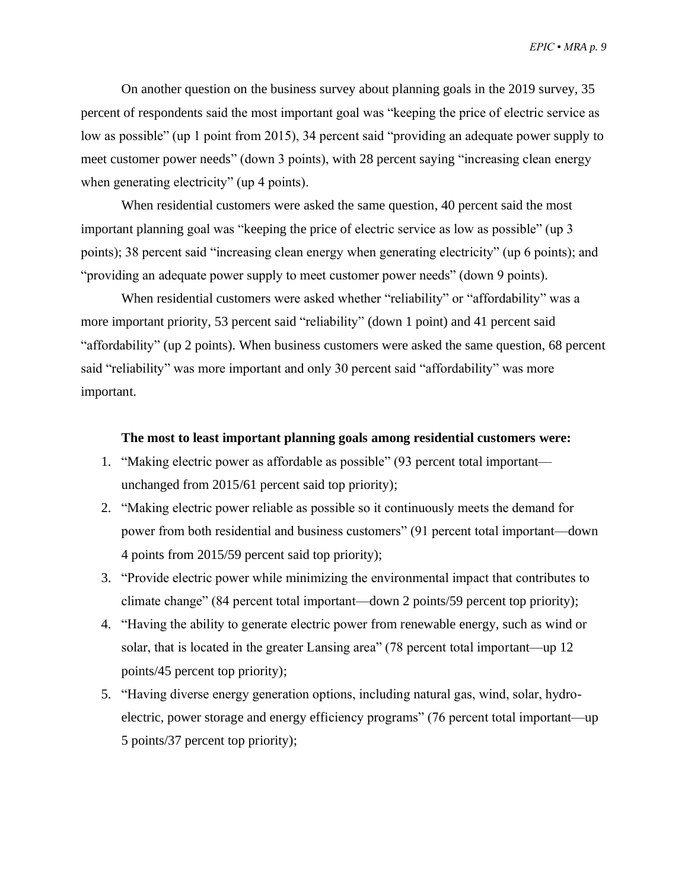On another question on the business survey about planning goals in the 2019 survey, 35 percent of respondents said the most important goal was "keeping the price of electric service as low as possible" (up 1 point from 2015), 34 percent said "providing an adequate power supply to meet customer power needs" (down 3 points), with 28 percent saying "increasing clean energy when generating electricity" (up 4 points).

When residential customers were asked the same question, 40 percent said the most important planning goal was "keeping the price of electric service as low as possible" (up 3 points); 38 percent said "increasing clean energy when generating electricity" (up 6 points); and "providing an adequate power supply to meet customer power needs" (down 9 points).

When residential customers were asked whether "reliability" or "affordability" was a more important priority, 53 percent said "reliability" (down 1 point) and 41 percent said "affordability" (up 2 points). When business customers were asked the same question, 68 percent said "reliability" was more important and only 30 percent said "affordability" was more important.

**The most to least important planning goals among residential customers were:**

1. "Making electric power as affordable as possible" (93 percent total important—unchanged from 2015/61 percent said top priority);
2. "Making electric power reliable as possible so it continuously meets the demand for power from both residential and business customers" (91 percent total important—down 4 points from 2015/59 percent said top priority);
3. "Provide electric power while minimizing the environmental impact that contributes to climate change" (84 percent total important—down 2 points/59 percent top priority);
4. "Having the ability to generate electric power from renewable energy, such as wind or solar, that is located in the greater Lansing area" (78 percent total important—up 12 points/45 percent top priority);
5. "Having diverse energy generation options, including natural gas, wind, solar, hydro-electric, power storage and energy efficiency programs" (76 percent total important—up 5 points/37 percent top priority);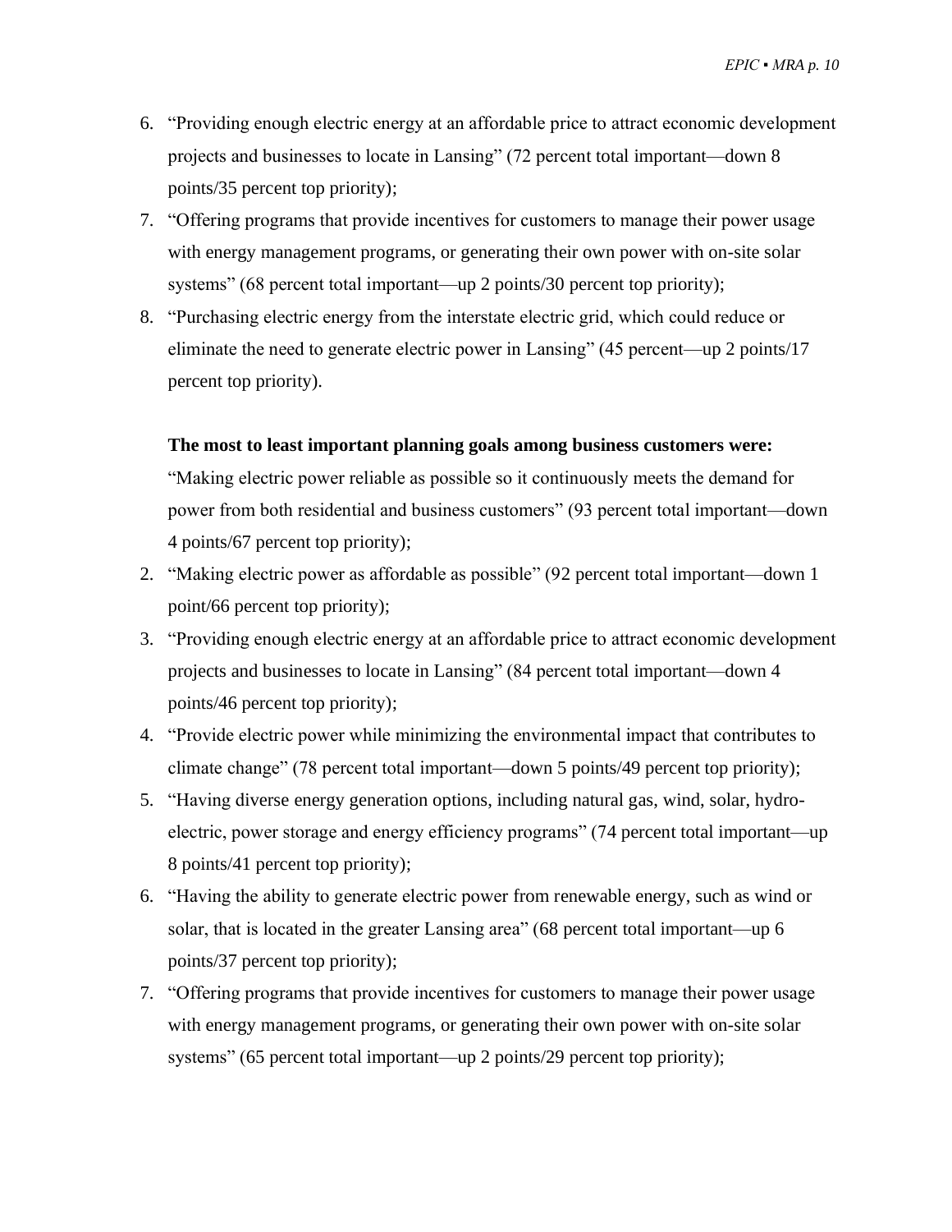6. "Providing enough electric energy at an affordable price to attract economic development projects and businesses to locate in Lansing" (72 percent total important—down 8 points/35 percent top priority);
7. "Offering programs that provide incentives for customers to manage their power usage with energy management programs, or generating their own power with on-site solar systems" (68 percent total important—up 2 points/30 percent top priority);
8. "Purchasing electric energy from the interstate electric grid, which could reduce or eliminate the need to generate electric power in Lansing" (45 percent—up 2 points/17 percent top priority).

**The most to least important planning goals among business customers were:**

"Making electric power reliable as possible so it continuously meets the demand for power from both residential and business customers" (93 percent total important—down 4 points/67 percent top priority);

2. "Making electric power as affordable as possible" (92 percent total important—down 1 point/66 percent top priority);
3. "Providing enough electric energy at an affordable price to attract economic development projects and businesses to locate in Lansing" (84 percent total important—down 4 points/46 percent top priority);
4. "Provide electric power while minimizing the environmental impact that contributes to climate change" (78 percent total important—down 5 points/49 percent top priority);
5. "Having diverse energy generation options, including natural gas, wind, solar, hydro-electric, power storage and energy efficiency programs" (74 percent total important—up 8 points/41 percent top priority);
6. "Having the ability to generate electric power from renewable energy, such as wind or solar, that is located in the greater Lansing area" (68 percent total important—up 6 points/37 percent top priority);
7. "Offering programs that provide incentives for customers to manage their power usage with energy management programs, or generating their own power with on-site solar systems" (65 percent total important—up 2 points/29 percent top priority);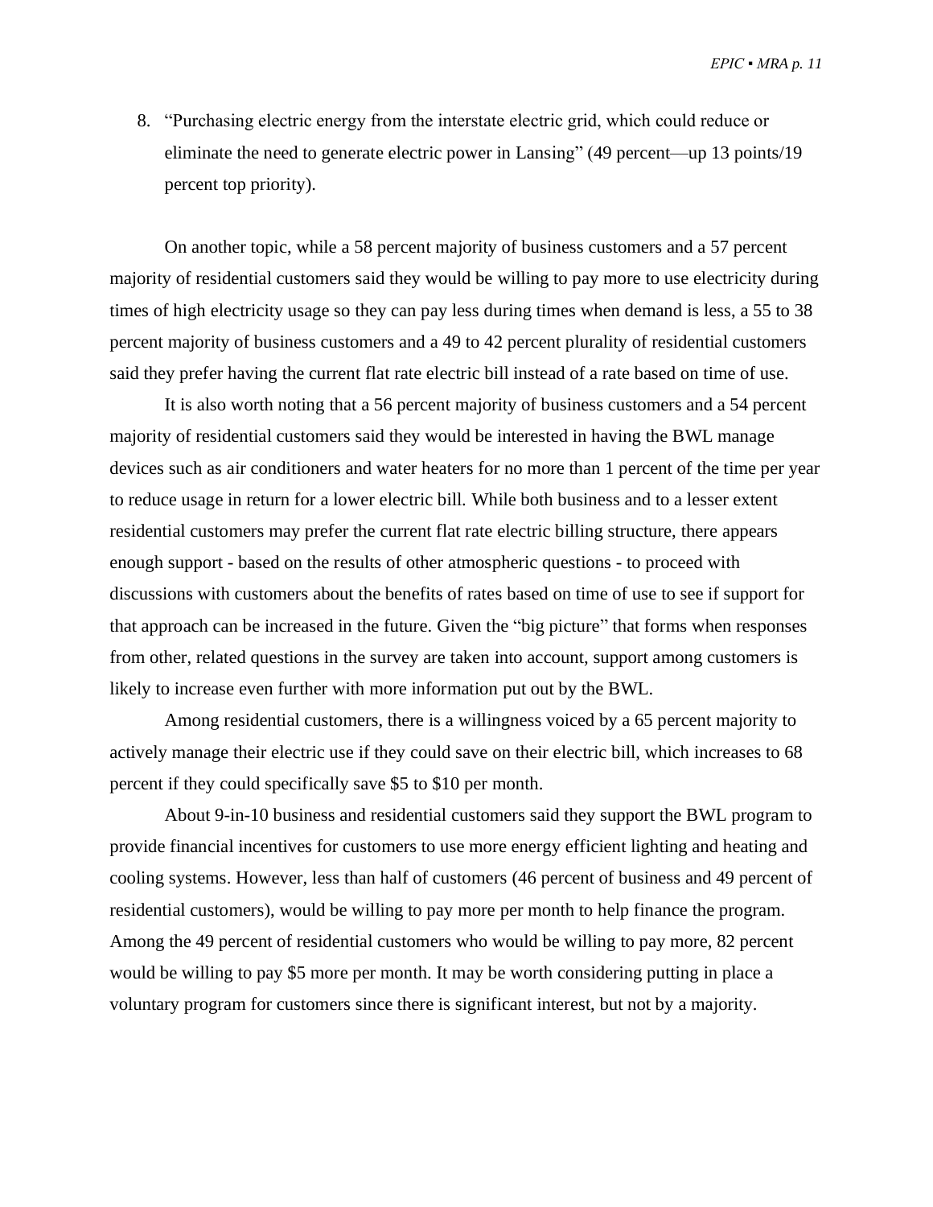8. "Purchasing electric energy from the interstate electric grid, which could reduce or eliminate the need to generate electric power in Lansing" (49 percent—up 13 points/19 percent top priority).

On another topic, while a 58 percent majority of business customers and a 57 percent majority of residential customers said they would be willing to pay more to use electricity during times of high electricity usage so they can pay less during times when demand is less, a 55 to 38 percent majority of business customers and a 49 to 42 percent plurality of residential customers said they prefer having the current flat rate electric bill instead of a rate based on time of use.

It is also worth noting that a 56 percent majority of business customers and a 54 percent majority of residential customers said they would be interested in having the BWL manage devices such as air conditioners and water heaters for no more than 1 percent of the time per year to reduce usage in return for a lower electric bill. While both business and to a lesser extent residential customers may prefer the current flat rate electric billing structure, there appears enough support - based on the results of other atmospheric questions - to proceed with discussions with customers about the benefits of rates based on time of use to see if support for that approach can be increased in the future. Given the "big picture" that forms when responses from other, related questions in the survey are taken into account, support among customers is likely to increase even further with more information put out by the BWL.

Among residential customers, there is a willingness voiced by a 65 percent majority to actively manage their electric use if they could save on their electric bill, which increases to 68 percent if they could specifically save $5 to $10 per month.

About 9-in-10 business and residential customers said they support the BWL program to provide financial incentives for customers to use more energy efficient lighting and heating and cooling systems. However, less than half of customers (46 percent of business and 49 percent of residential customers), would be willing to pay more per month to help finance the program. Among the 49 percent of residential customers who would be willing to pay more, 82 percent would be willing to pay $5 more per month. It may be worth considering putting in place a voluntary program for customers since there is significant interest, but not by a majority.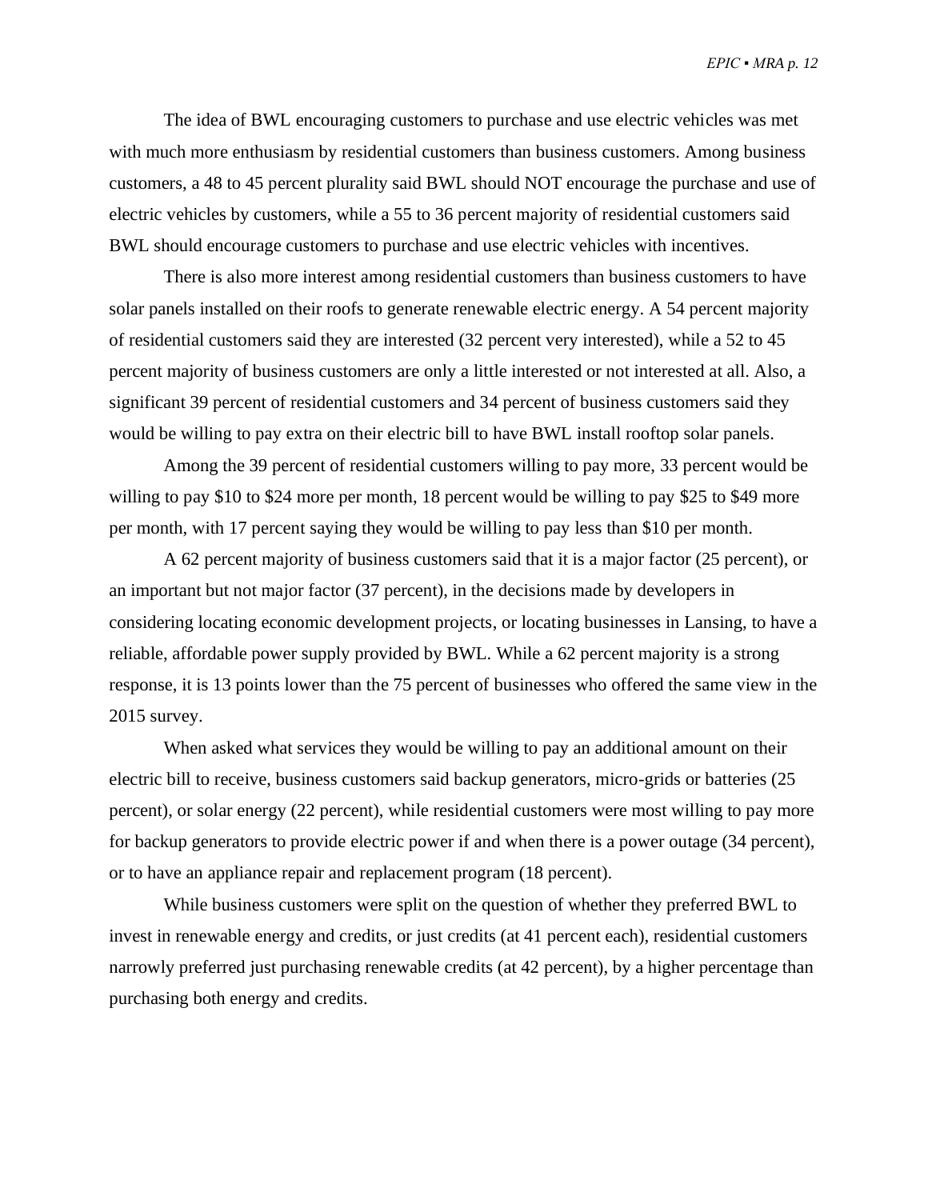The idea of BWL encouraging customers to purchase and use electric vehicles was met with much more enthusiasm by residential customers than business customers. Among business customers, a 48 to 45 percent plurality said BWL should NOT encourage the purchase and use of electric vehicles by customers, while a 55 to 36 percent majority of residential customers said BWL should encourage customers to purchase and use electric vehicles with incentives.

There is also more interest among residential customers than business customers to have solar panels installed on their roofs to generate renewable electric energy. A 54 percent majority of residential customers said they are interested (32 percent very interested), while a 52 to 45 percent majority of business customers are only a little interested or not interested at all. Also, a significant 39 percent of residential customers and 34 percent of business customers said they would be willing to pay extra on their electric bill to have BWL install rooftop solar panels.

Among the 39 percent of residential customers willing to pay more, 33 percent would be willing to pay $10 to $24 more per month, 18 percent would be willing to pay $25 to $49 more per month, with 17 percent saying they would be willing to pay less than $10 per month.

A 62 percent majority of business customers said that it is a major factor (25 percent), or an important but not major factor (37 percent), in the decisions made by developers in considering locating economic development projects, or locating businesses in Lansing, to have a reliable, affordable power supply provided by BWL. While a 62 percent majority is a strong response, it is 13 points lower than the 75 percent of businesses who offered the same view in the 2015 survey.

When asked what services they would be willing to pay an additional amount on their electric bill to receive, business customers said backup generators, micro-grids or batteries (25 percent), or solar energy (22 percent), while residential customers were most willing to pay more for backup generators to provide electric power if and when there is a power outage (34 percent), or to have an appliance repair and replacement program (18 percent).

While business customers were split on the question of whether they preferred BWL to invest in renewable energy and credits, or just credits (at 41 percent each), residential customers narrowly preferred just purchasing renewable credits (at 42 percent), by a higher percentage than purchasing both energy and credits.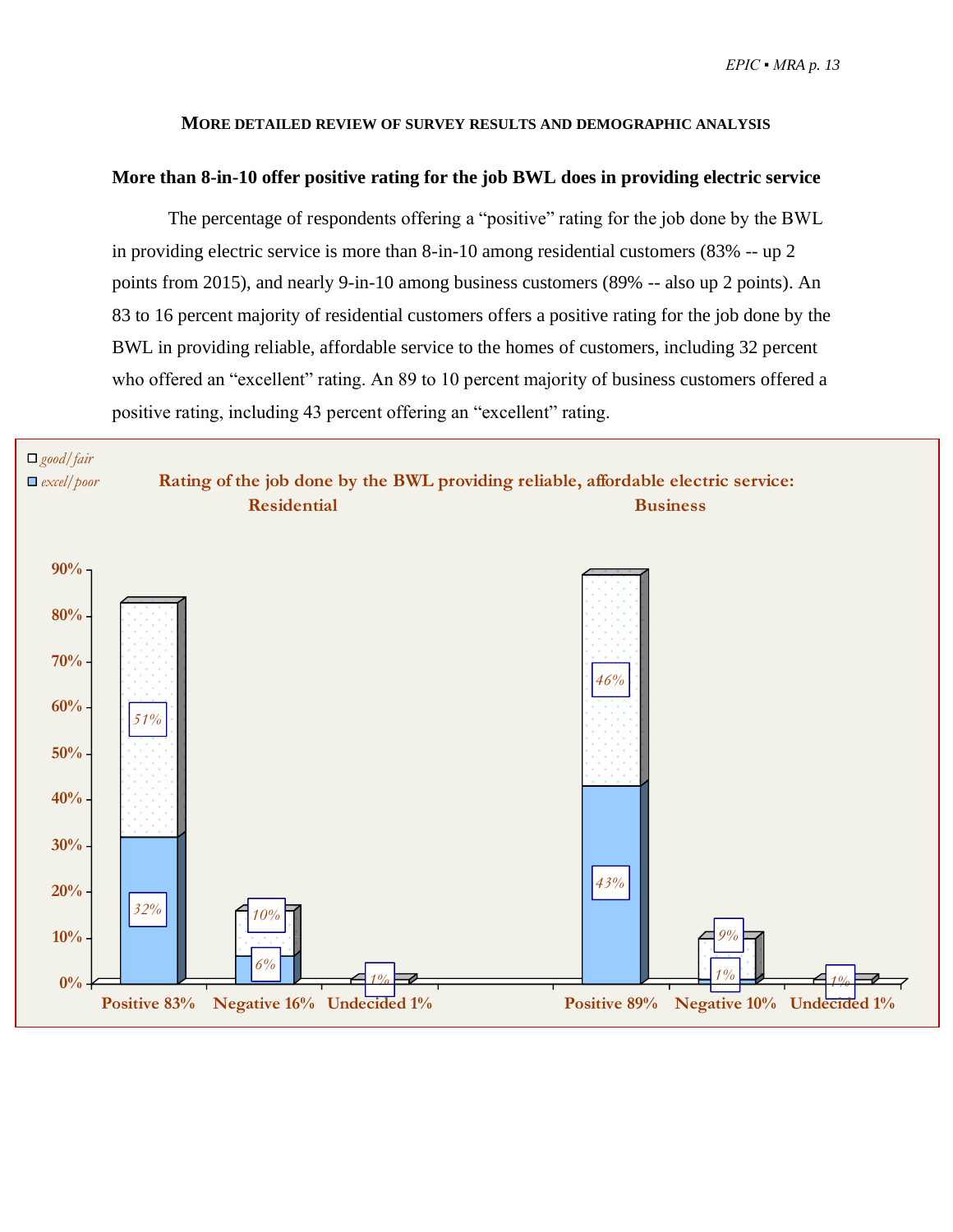## More detailed review of survey results and demographic analysis

### More than 8-in-10 offer positive rating for the job BWL does in providing electric service

The percentage of respondents offering a "positive" rating for the job done by the BWL in providing electric service is more than 8-in-10 among residential customers (83% -- up 2 points from 2015), and nearly 9-in-10 among business customers (89% -- also up 2 points). An 83 to 16 percent majority of residential customers offers a positive rating for the job done by the BWL in providing reliable, affordable service to the homes of customers, including 32 percent who offered an "excellent" rating. An 89 to 10 percent majority of business customers offered a positive rating, including 43 percent offering an "excellent" rating.

**Rating of the job done by the BWL providing reliable, affordable electric service:**

| | Residential: Positive 83% | Residential: Negative 16% | Residential: Undecided 1% | Business: Positive 89% | Business: Negative 10% | Business: Undecided 1% |
|---|---|---|---|---|---|---|
| *good/fair* | 51% | 10% | 1% | 46% | 9% | 1% |
| *excel/poor* | 32% | 6% | | 43% | 1% | |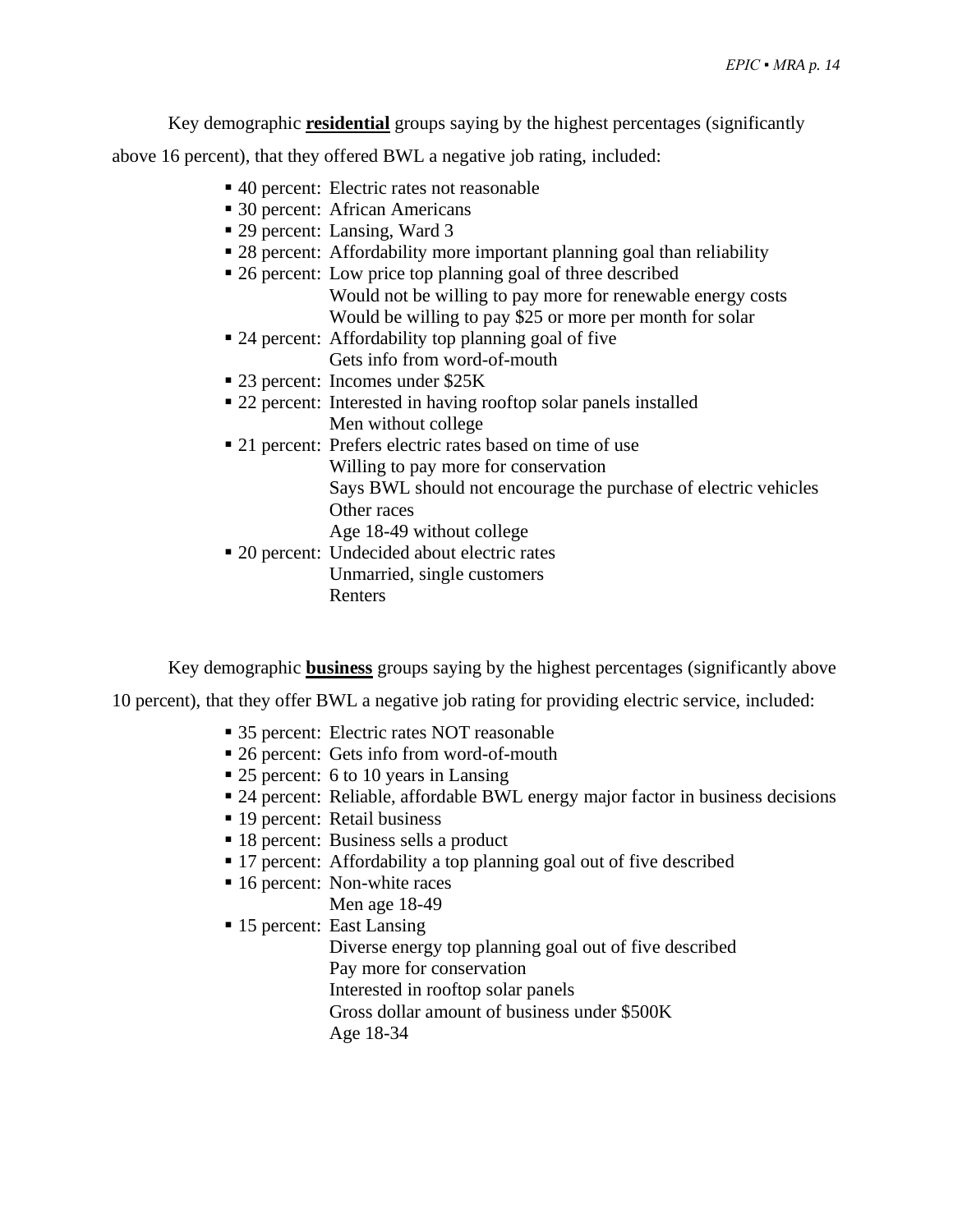Key demographic **residential** groups saying by the highest percentages (significantly above 16 percent), that they offered BWL a negative job rating, included:

- 40 percent: Electric rates not reasonable
- 30 percent: African Americans
- 29 percent: Lansing, Ward 3
- 28 percent: Affordability more important planning goal than reliability
- 26 percent: Low price top planning goal of three described
  Would not be willing to pay more for renewable energy costs
  Would be willing to pay $25 or more per month for solar
- 24 percent: Affordability top planning goal of five
  Gets info from word-of-mouth
- 23 percent: Incomes under $25K
- 22 percent: Interested in having rooftop solar panels installed
  Men without college
- 21 percent: Prefers electric rates based on time of use
  Willing to pay more for conservation
  Says BWL should not encourage the purchase of electric vehicles
  Other races
  Age 18-49 without college
- 20 percent: Undecided about electric rates
  Unmarried, single customers
  Renters

Key demographic **business** groups saying by the highest percentages (significantly above 10 percent), that they offer BWL a negative job rating for providing electric service, included:

- 35 percent: Electric rates NOT reasonable
- 26 percent: Gets info from word-of-mouth
- 25 percent: 6 to 10 years in Lansing
- 24 percent: Reliable, affordable BWL energy major factor in business decisions
- 19 percent: Retail business
- 18 percent: Business sells a product
- 17 percent: Affordability a top planning goal out of five described
- 16 percent: Non-white races
  Men age 18-49
- 15 percent: East Lansing
  Diverse energy top planning goal out of five described
  Pay more for conservation
  Interested in rooftop solar panels
  Gross dollar amount of business under $500K
  Age 18-34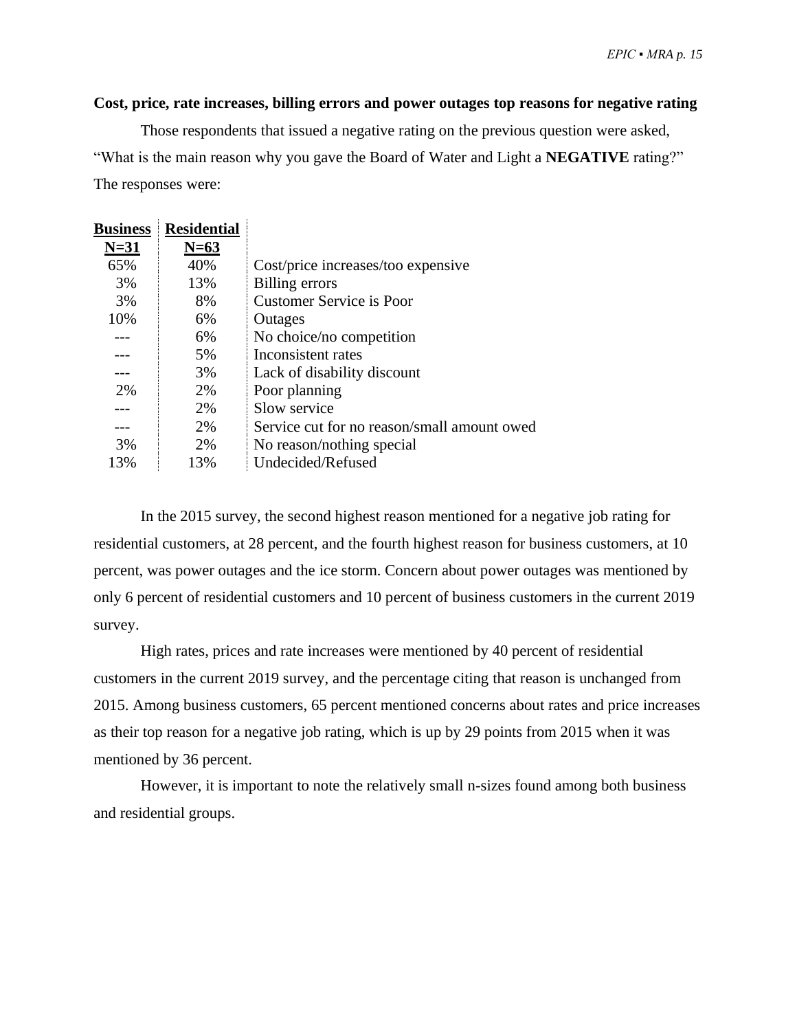**Cost, price, rate increases, billing errors and power outages top reasons for negative rating**

Those respondents that issued a negative rating on the previous question were asked, "What is the main reason why you gave the Board of Water and Light a **NEGATIVE** rating?" The responses were:

| Business N=31 | Residential N=63 | |
|---|---|---|
| 65% | 40% | Cost/price increases/too expensive |
| 3% | 13% | Billing errors |
| 3% | 8% | Customer Service is Poor |
| 10% | 6% | Outages |
| --- | 6% | No choice/no competition |
| --- | 5% | Inconsistent rates |
| --- | 3% | Lack of disability discount |
| 2% | 2% | Poor planning |
| --- | 2% | Slow service |
| --- | 2% | Service cut for no reason/small amount owed |
| 3% | 2% | No reason/nothing special |
| 13% | 13% | Undecided/Refused |

In the 2015 survey, the second highest reason mentioned for a negative job rating for residential customers, at 28 percent, and the fourth highest reason for business customers, at 10 percent, was power outages and the ice storm. Concern about power outages was mentioned by only 6 percent of residential customers and 10 percent of business customers in the current 2019 survey.

High rates, prices and rate increases were mentioned by 40 percent of residential customers in the current 2019 survey, and the percentage citing that reason is unchanged from 2015. Among business customers, 65 percent mentioned concerns about rates and price increases as their top reason for a negative job rating, which is up by 29 points from 2015 when it was mentioned by 36 percent.

However, it is important to note the relatively small n-sizes found among both business and residential groups.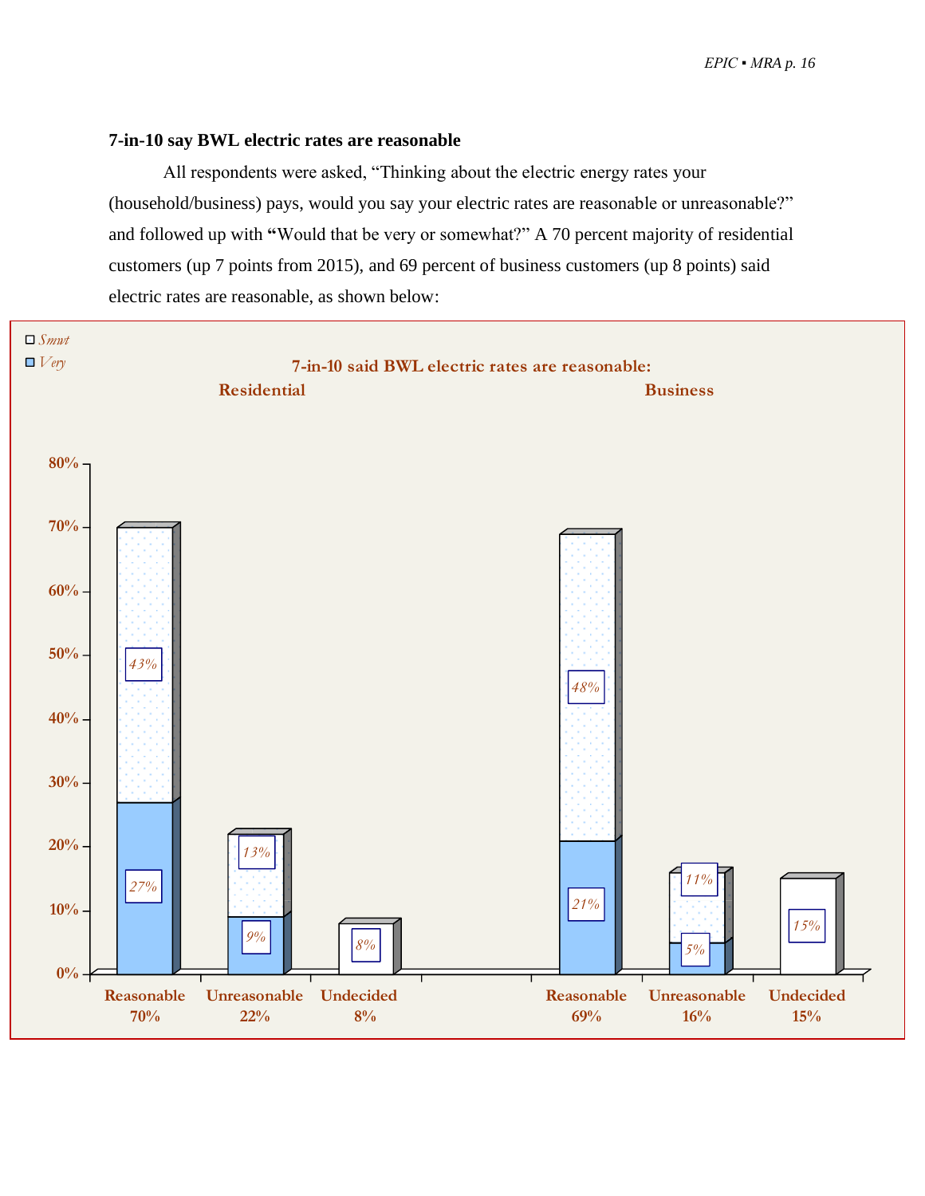### 7-in-10 say BWL electric rates are reasonable

All respondents were asked, "Thinking about the electric energy rates your (household/business) pays, would you say your electric rates are reasonable or unreasonable?" and followed up with **"**Would that be very or somewhat?" A 70 percent majority of residential customers (up 7 points from 2015), and 69 percent of business customers (up 8 points) said electric rates are reasonable, as shown below:

**7-in-10 said BWL electric rates are reasonable:**

| | Residential: Very | Residential: Smwt | Residential: Total | Business: Very | Business: Smwt | Business: Total |
|---|---|---|---|---|---|---|
| Reasonable | 27% | 43% | 70% | 21% | 48% | 69% |
| Unreasonable | 9% | 13% | 22% | 5% | 11% | 16% |
| Undecided | | | 8% | | | 15% |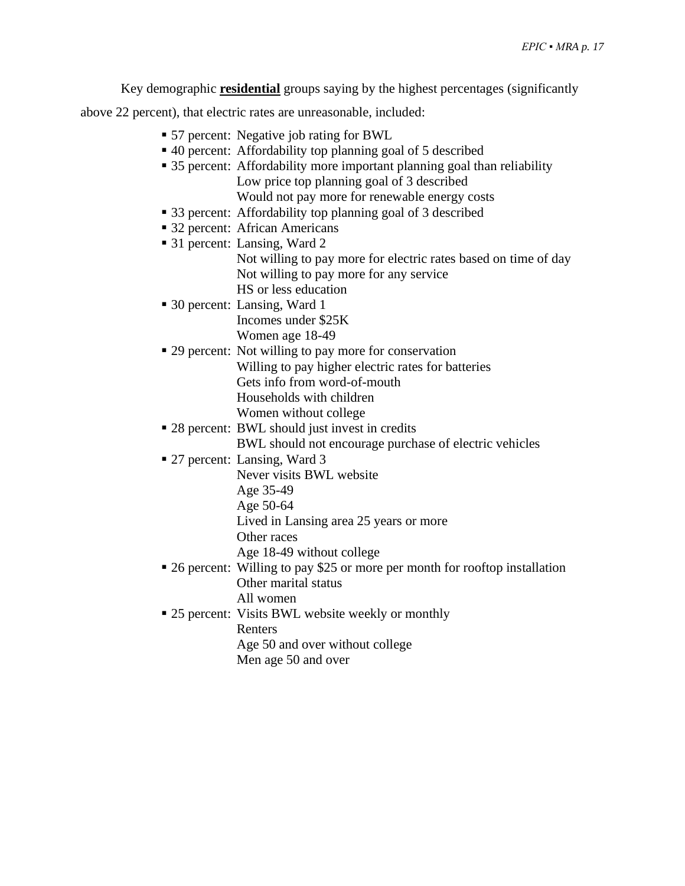Key demographic **residential** groups saying by the highest percentages (significantly above 22 percent), that electric rates are unreasonable, included:

- 57 percent: Negative job rating for BWL
- 40 percent: Affordability top planning goal of 5 described
- 35 percent: Affordability more important planning goal than reliability
  Low price top planning goal of 3 described
  Would not pay more for renewable energy costs
- 33 percent: Affordability top planning goal of 3 described
- 32 percent: African Americans
- 31 percent: Lansing, Ward 2
  Not willing to pay more for electric rates based on time of day
  Not willing to pay more for any service
  HS or less education
- 30 percent: Lansing, Ward 1
  Incomes under $25K
  Women age 18-49
- 29 percent: Not willing to pay more for conservation
  Willing to pay higher electric rates for batteries
  Gets info from word-of-mouth
  Households with children
  Women without college
- 28 percent: BWL should just invest in credits
  BWL should not encourage purchase of electric vehicles
- 27 percent: Lansing, Ward 3
  Never visits BWL website
  Age 35-49
  Age 50-64
  Lived in Lansing area 25 years or more
  Other races
  Age 18-49 without college
- 26 percent: Willing to pay $25 or more per month for rooftop installation
  Other marital status
  All women
- 25 percent: Visits BWL website weekly or monthly
  Renters
  Age 50 and over without college
  Men age 50 and over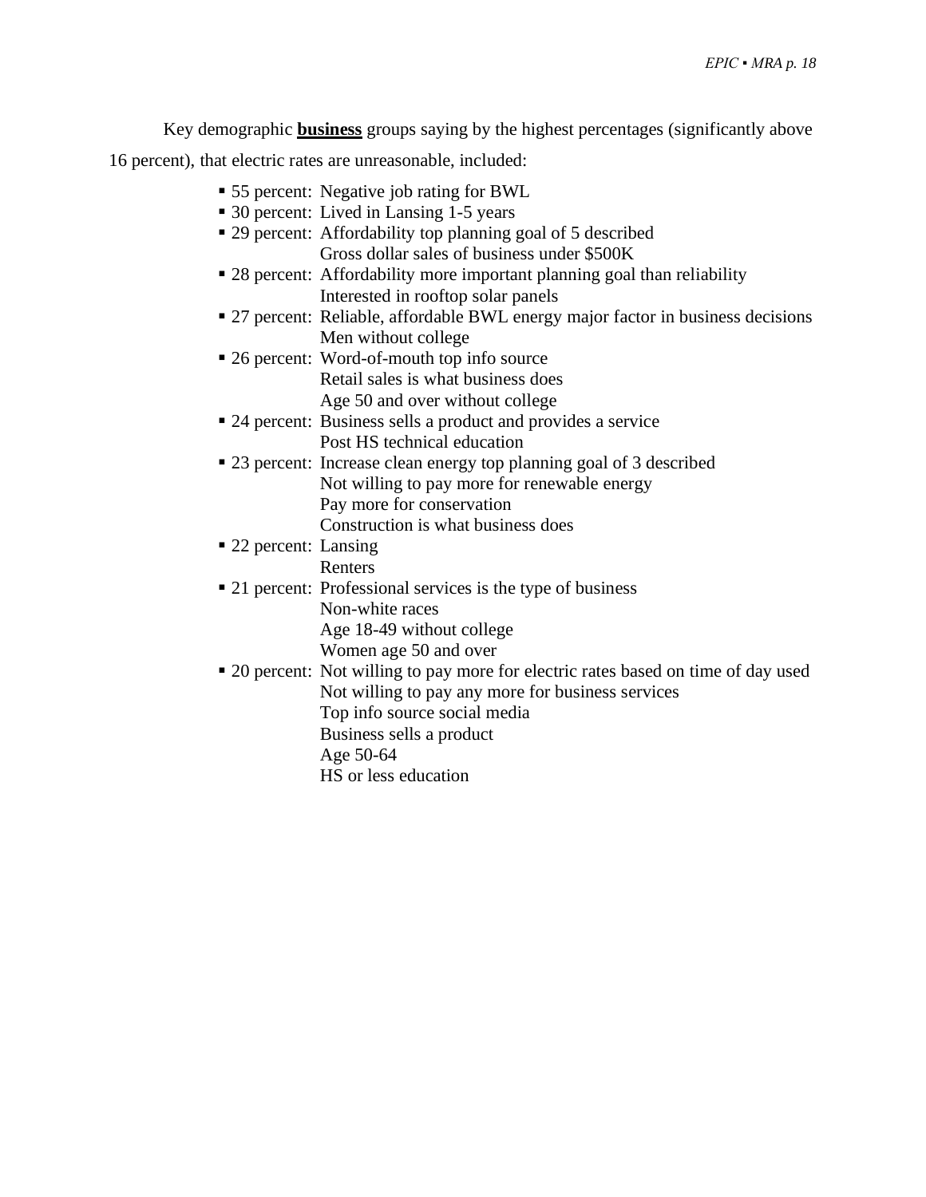Key demographic **business** groups saying by the highest percentages (significantly above 16 percent), that electric rates are unreasonable, included:

- 55 percent: Negative job rating for BWL
- 30 percent: Lived in Lansing 1-5 years
- 29 percent: Affordability top planning goal of 5 described
  Gross dollar sales of business under $500K
- 28 percent: Affordability more important planning goal than reliability
  Interested in rooftop solar panels
- 27 percent: Reliable, affordable BWL energy major factor in business decisions
  Men without college
- 26 percent: Word-of-mouth top info source
  Retail sales is what business does
  Age 50 and over without college
- 24 percent: Business sells a product and provides a service
  Post HS technical education
- 23 percent: Increase clean energy top planning goal of 3 described
  Not willing to pay more for renewable energy
  Pay more for conservation
  Construction is what business does
- 22 percent: Lansing
  Renters
- 21 percent: Professional services is the type of business
  Non-white races
  Age 18-49 without college
  Women age 50 and over
- 20 percent: Not willing to pay more for electric rates based on time of day used
  Not willing to pay any more for business services
  Top info source social media
  Business sells a product
  Age 50-64
  HS or less education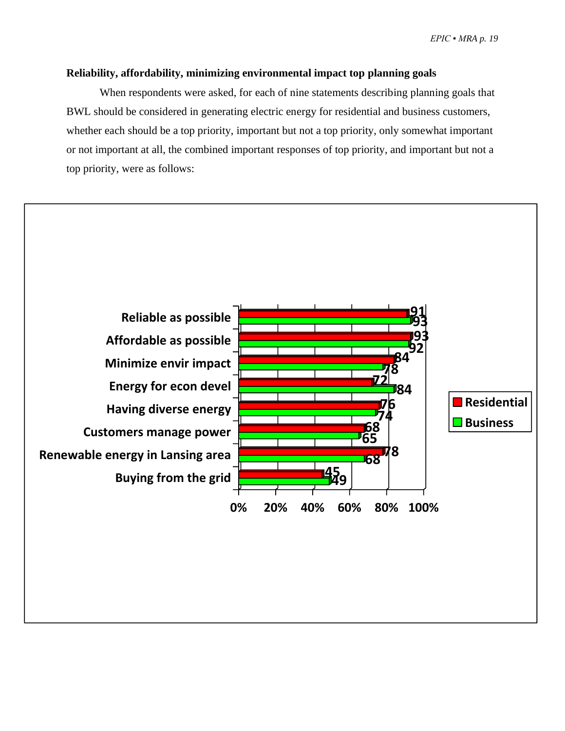**Reliability, affordability, minimizing environmental impact top planning goals**

When respondents were asked, for each of nine statements describing planning goals that BWL should be considered in generating electric energy for residential and business customers, whether each should be a top priority, important but not a top priority, only somewhat important or not important at all, the combined important responses of top priority, and important but not a top priority, were as follows:

| Planning goal | Residential | Business |
|---|---|---|
| Reliable as possible | 91 | 93 |
| Affordable as possible | 93 | 92 |
| Minimize envir impact | 84 | 78 |
| Energy for econ devel | 72 | 84 |
| Having diverse energy | 76 | 74 |
| Customers manage power | 68 | 65 |
| Renewable energy in Lansing area | 78 | 68 |
| Buying from the grid | 45 | 49 |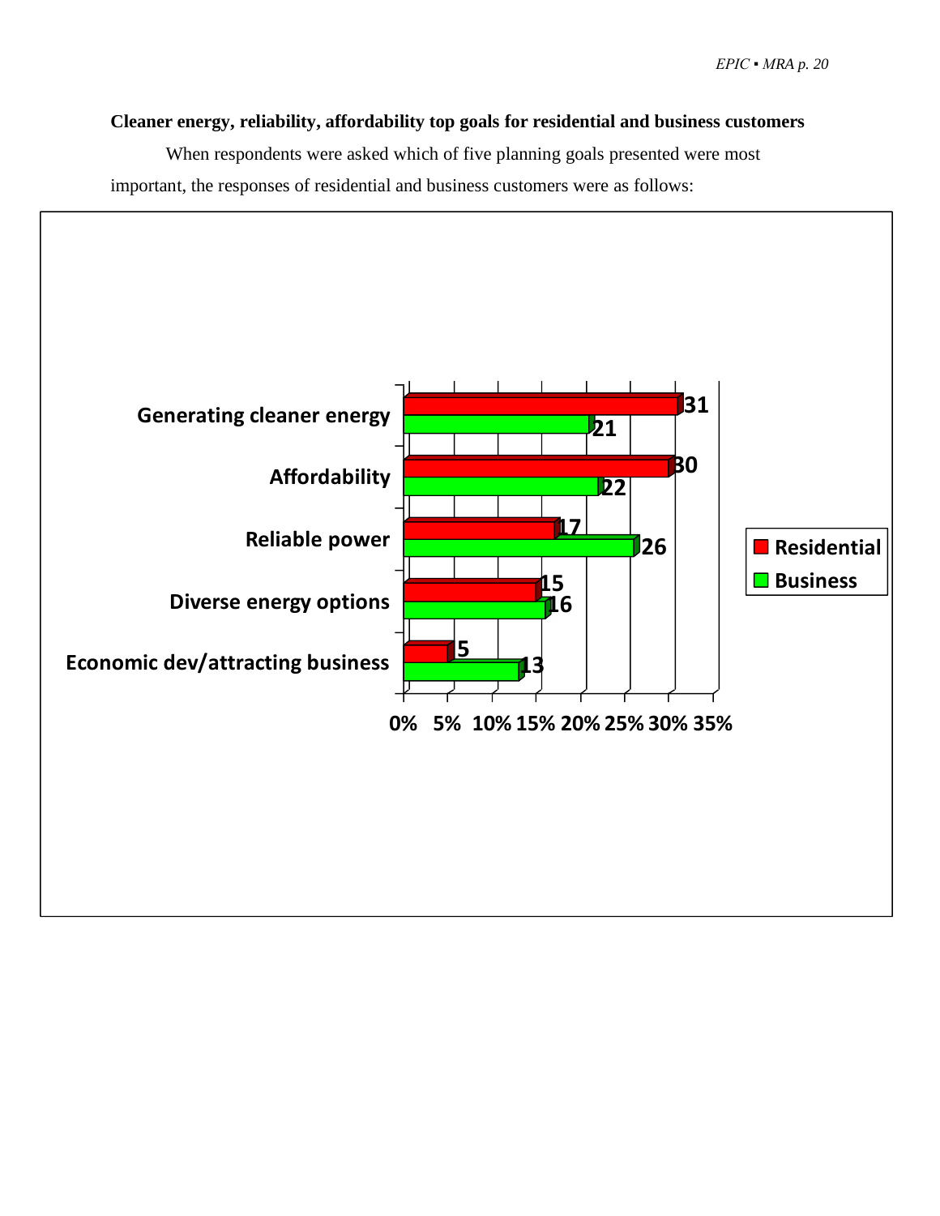**Cleaner energy, reliability, affordability top goals for residential and business customers**

When respondents were asked which of five planning goals presented were most important, the responses of residential and business customers were as follows:

| | Residential | Business |
|---|---|---|
| Generating cleaner energy | 31 | 21 |
| Affordability | 30 | 22 |
| Reliable power | 17 | 26 |
| Diverse energy options | 15 | 16 |
| Economic dev/attracting business | 5 | 13 |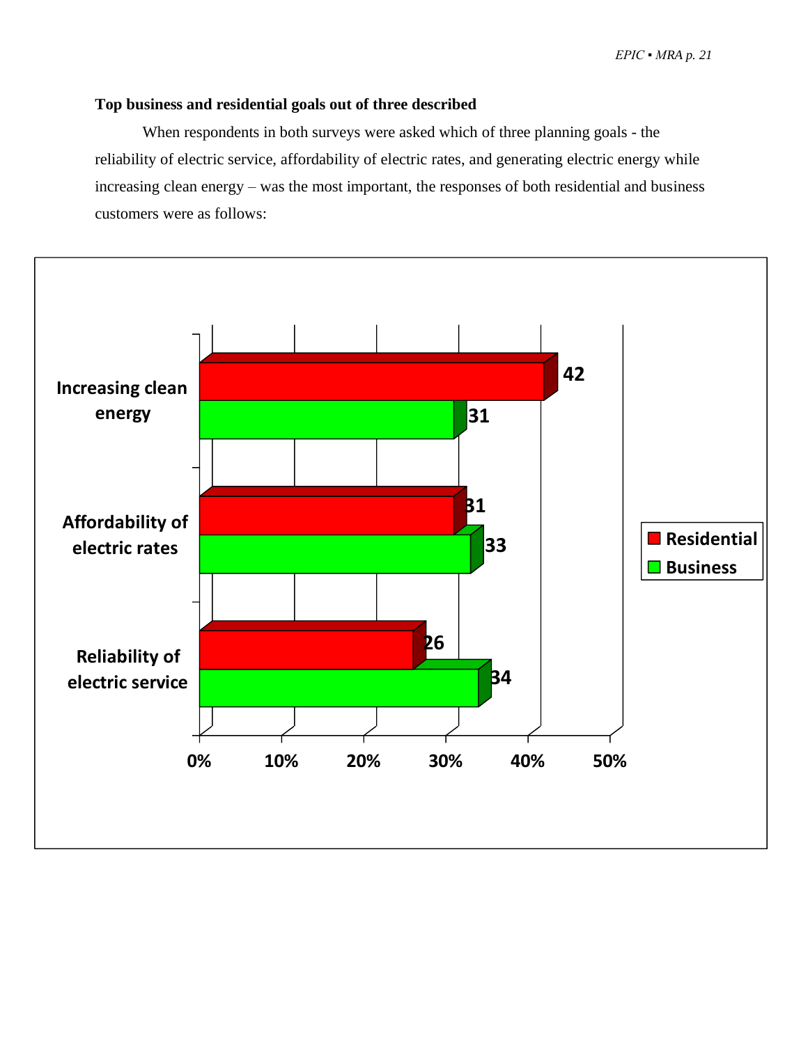**Top business and residential goals out of three described**

When respondents in both surveys were asked which of three planning goals - the reliability of electric service, affordability of electric rates, and generating electric energy while increasing clean energy – was the most important, the responses of both residential and business customers were as follows:

| | Residential | Business |
|---|---|---|
| Increasing clean energy | 42 | 31 |
| Affordability of electric rates | 31 | 33 |
| Reliability of electric service | 26 | 34 |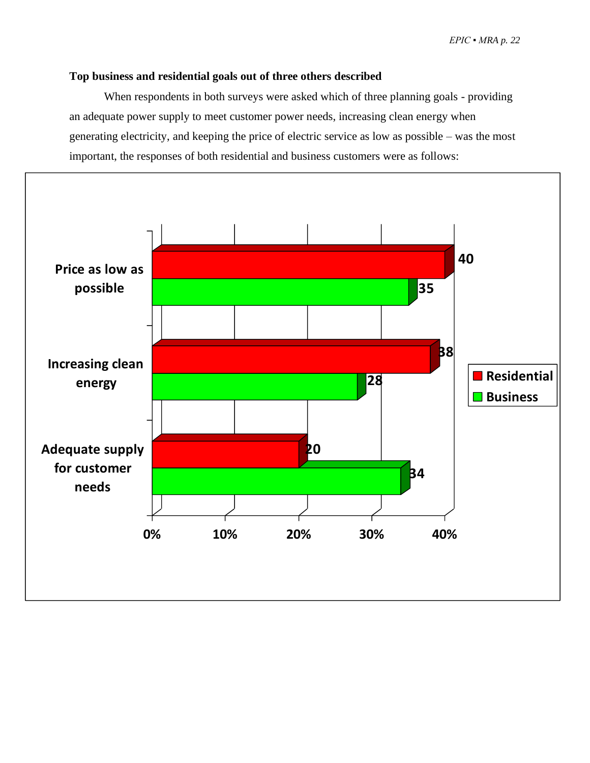**Top business and residential goals out of three others described**

When respondents in both surveys were asked which of three planning goals - providing an adequate power supply to meet customer power needs, increasing clean energy when generating electricity, and keeping the price of electric service as low as possible – was the most important, the responses of both residential and business customers were as follows:

| | Residential | Business |
|---|---|---|
| Price as low as possible | 40 | 35 |
| Increasing clean energy | 38 | 28 |
| Adequate supply for customer needs | 20 | 34 |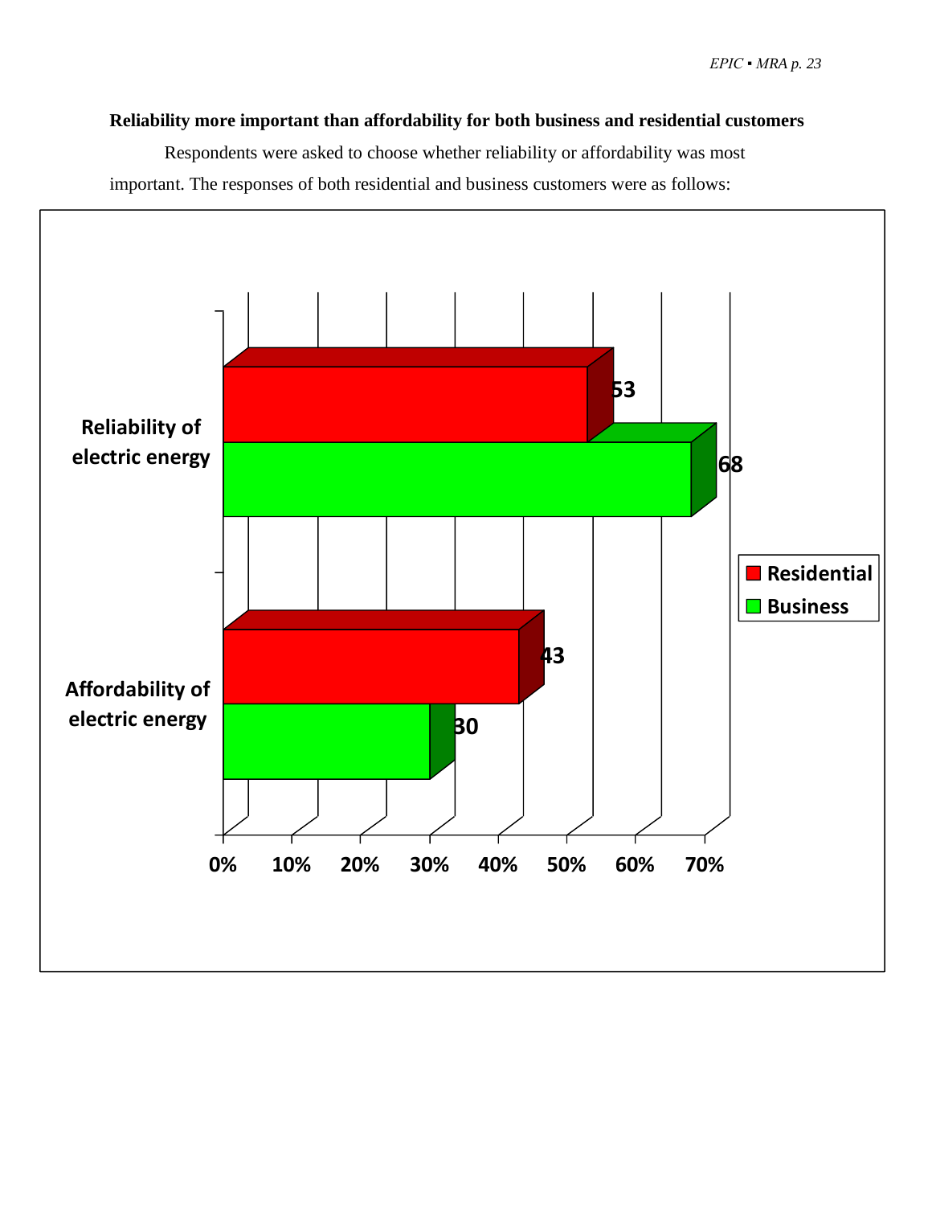**Reliability more important than affordability for both business and residential customers**

Respondents were asked to choose whether reliability or affordability was most important. The responses of both residential and business customers were as follows:

| | Residential | Business |
|---|---|---|
| Reliability of electric energy | 53 | 68 |
| Affordability of electric energy | 43 | 30 |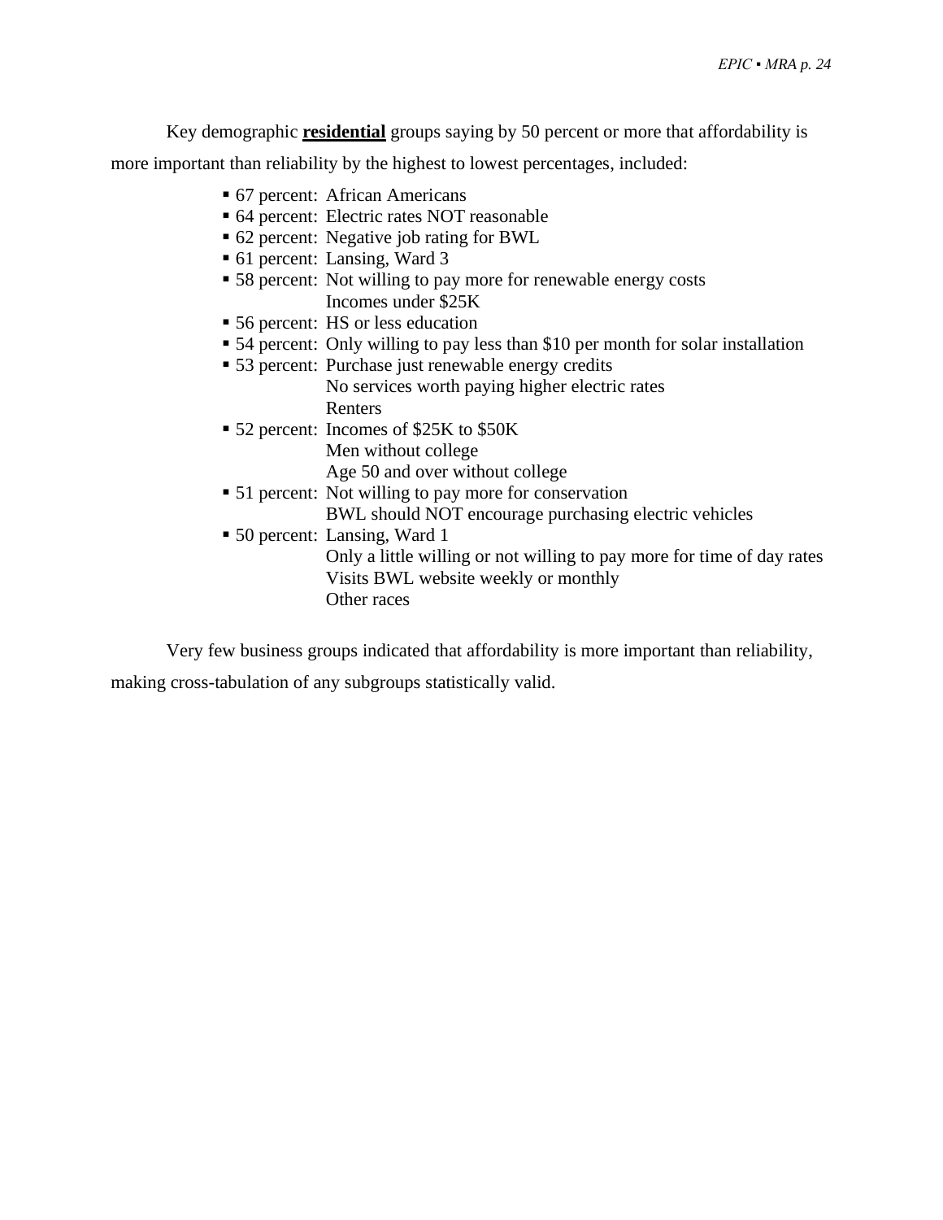Key demographic **residential** groups saying by 50 percent or more that affordability is more important than reliability by the highest to lowest percentages, included:

- 67 percent: African Americans
- 64 percent: Electric rates NOT reasonable
- 62 percent: Negative job rating for BWL
- 61 percent: Lansing, Ward 3
- 58 percent: Not willing to pay more for renewable energy costs
  Incomes under $25K
- 56 percent: HS or less education
- 54 percent: Only willing to pay less than $10 per month for solar installation
- 53 percent: Purchase just renewable energy credits
  No services worth paying higher electric rates
  Renters
- 52 percent: Incomes of $25K to $50K
  Men without college
  Age 50 and over without college
- 51 percent: Not willing to pay more for conservation
  BWL should NOT encourage purchasing electric vehicles
- 50 percent: Lansing, Ward 1
  Only a little willing or not willing to pay more for time of day rates
  Visits BWL website weekly or monthly
  Other races

Very few business groups indicated that affordability is more important than reliability, making cross-tabulation of any subgroups statistically valid.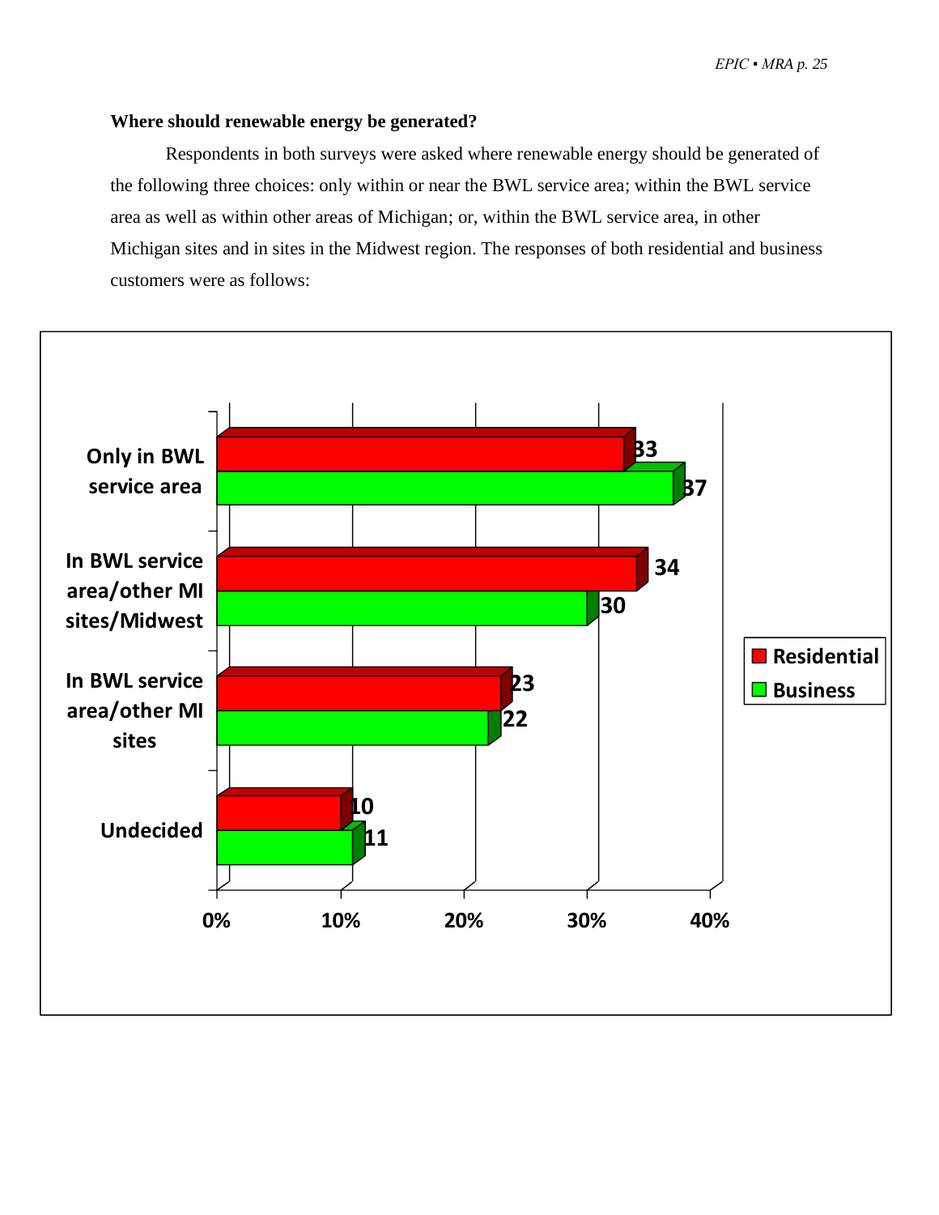**Where should renewable energy be generated?**

Respondents in both surveys were asked where renewable energy should be generated of the following three choices: only within or near the BWL service area; within the BWL service area as well as within other areas of Michigan; or, within the BWL service area, in other Michigan sites and in sites in the Midwest region. The responses of both residential and business customers were as follows:

| | Residential | Business |
|---|---|---|
| Only in BWL service area | 33 | 37 |
| In BWL service area/other MI sites/Midwest | 34 | 30 |
| In BWL service area/other MI sites | 23 | 22 |
| Undecided | 10 | 11 |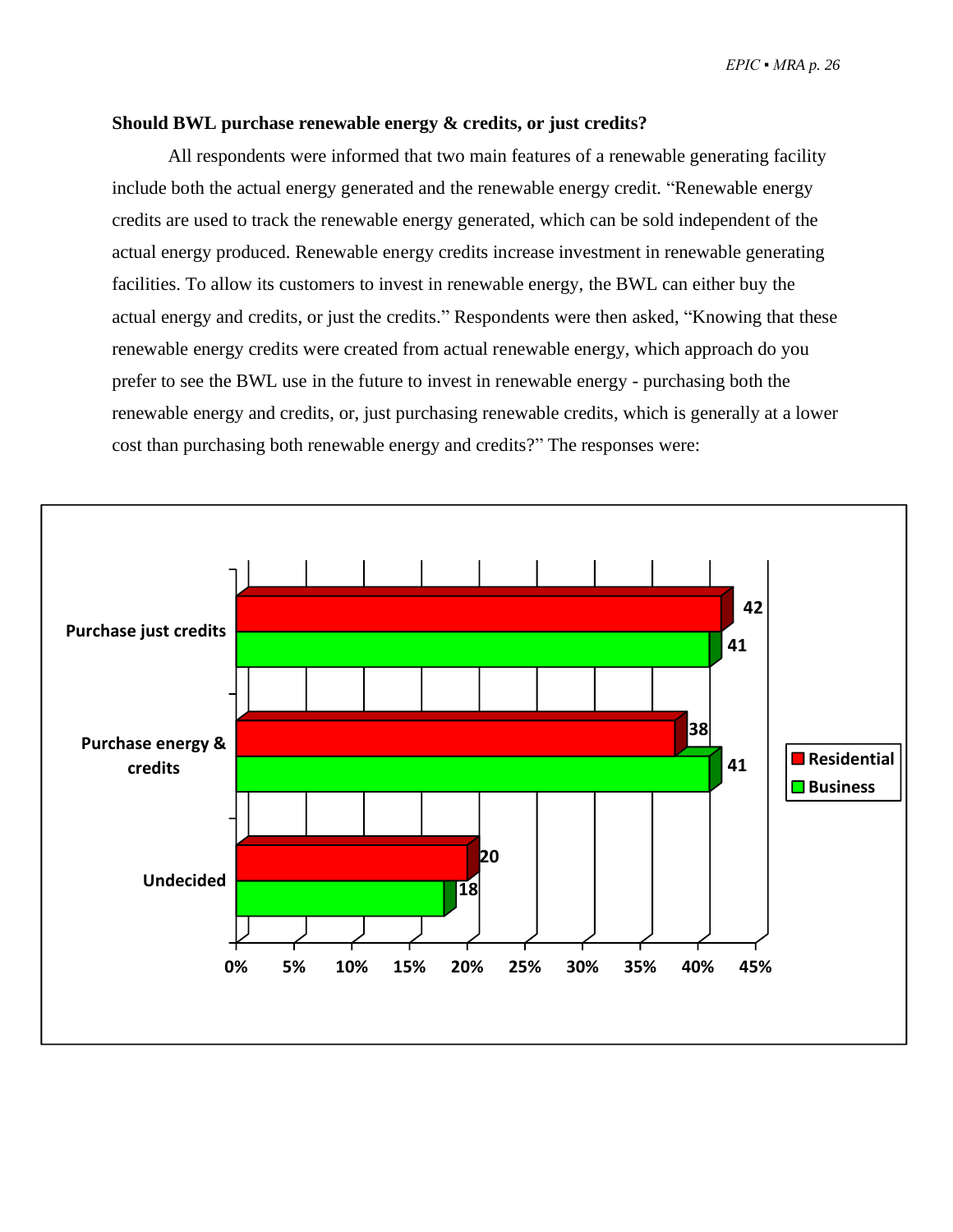**Should BWL purchase renewable energy & credits, or just credits?**

All respondents were informed that two main features of a renewable generating facility include both the actual energy generated and the renewable energy credit. "Renewable energy credits are used to track the renewable energy generated, which can be sold independent of the actual energy produced. Renewable energy credits increase investment in renewable generating facilities. To allow its customers to invest in renewable energy, the BWL can either buy the actual energy and credits, or just the credits." Respondents were then asked, "Knowing that these renewable energy credits were created from actual renewable energy, which approach do you prefer to see the BWL use in the future to invest in renewable energy - purchasing both the renewable energy and credits, or, just purchasing renewable credits, which is generally at a lower cost than purchasing both renewable energy and credits?" The responses were:

| | Residential | Business |
|---|---|---|
| Purchase just credits | 42 | 41 |
| Purchase energy & credits | 38 | 41 |
| Undecided | 20 | 18 |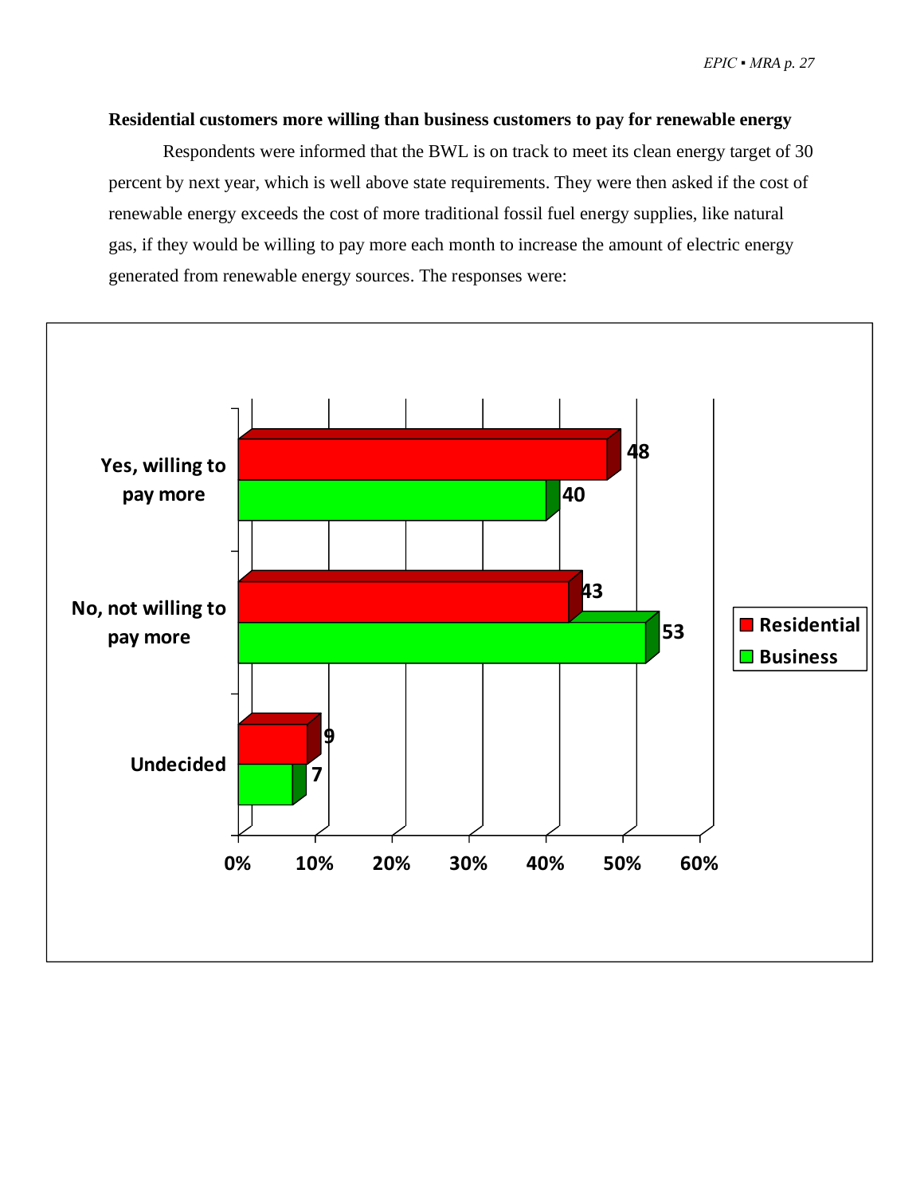**Residential customers more willing than business customers to pay for renewable energy**

Respondents were informed that the BWL is on track to meet its clean energy target of 30 percent by next year, which is well above state requirements. They were then asked if the cost of renewable energy exceeds the cost of more traditional fossil fuel energy supplies, like natural gas, if they would be willing to pay more each month to increase the amount of electric energy generated from renewable energy sources. The responses were:

| | Residential | Business |
|---|---|---|
| Yes, willing to pay more | 48 | 40 |
| No, not willing to pay more | 43 | 53 |
| Undecided | 9 | 7 |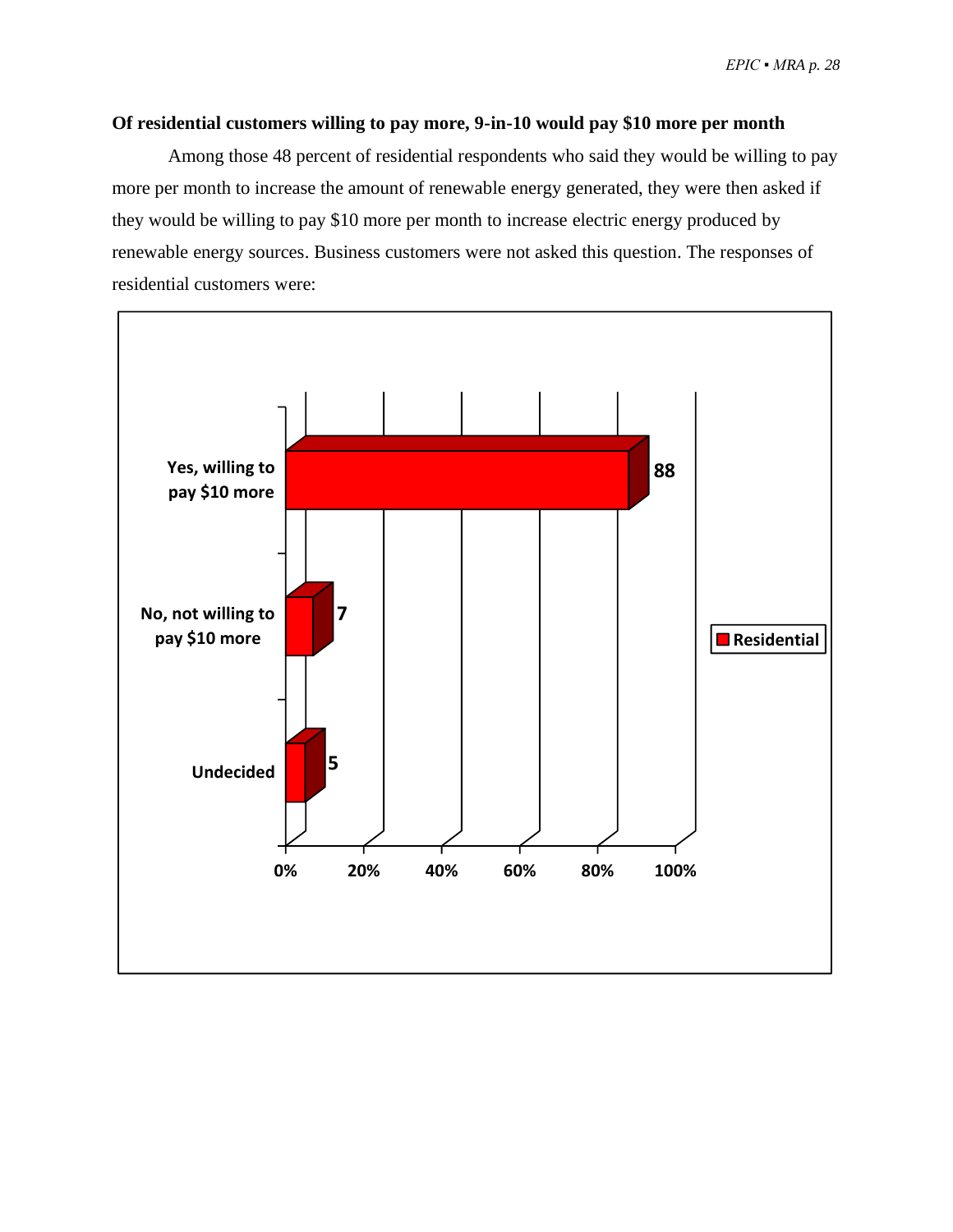**Of residential customers willing to pay more, 9-in-10 would pay $10 more per month**

Among those 48 percent of residential respondents who said they would be willing to pay more per month to increase the amount of renewable energy generated, they were then asked if they would be willing to pay $10 more per month to increase electric energy produced by renewable energy sources. Business customers were not asked this question. The responses of residential customers were:

| | Residential |
|---|---|
| Yes, willing to pay $10 more | 88 |
| No, not willing to pay $10 more | 7 |
| Undecided | 5 |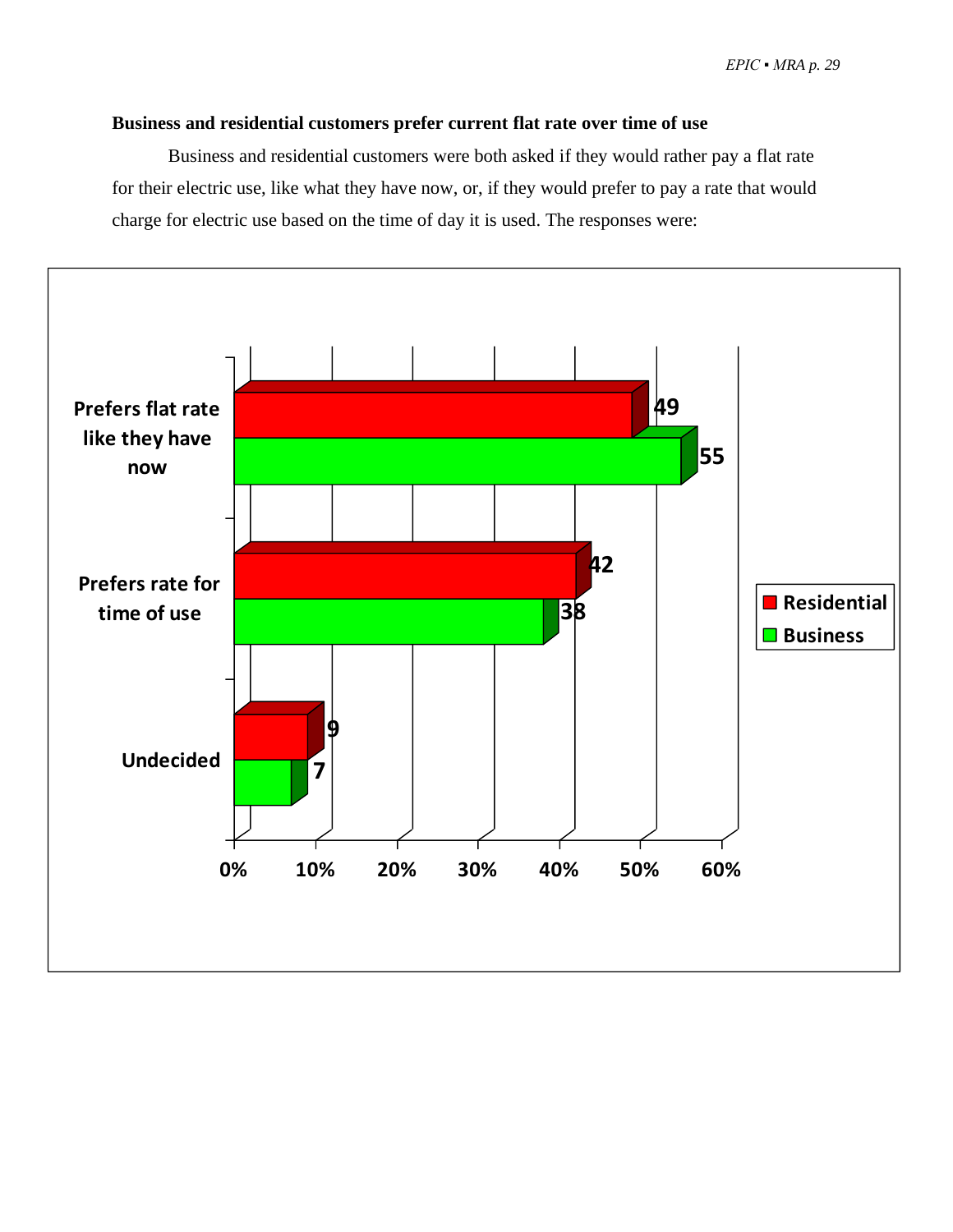**Business and residential customers prefer current flat rate over time of use**

Business and residential customers were both asked if they would rather pay a flat rate for their electric use, like what they have now, or, if they would prefer to pay a rate that would charge for electric use based on the time of day it is used. The responses were:

| | Residential | Business |
|---|---|---|
| Prefers flat rate like they have now | 49 | 55 |
| Prefers rate for time of use | 42 | 38 |
| Undecided | 9 | 7 |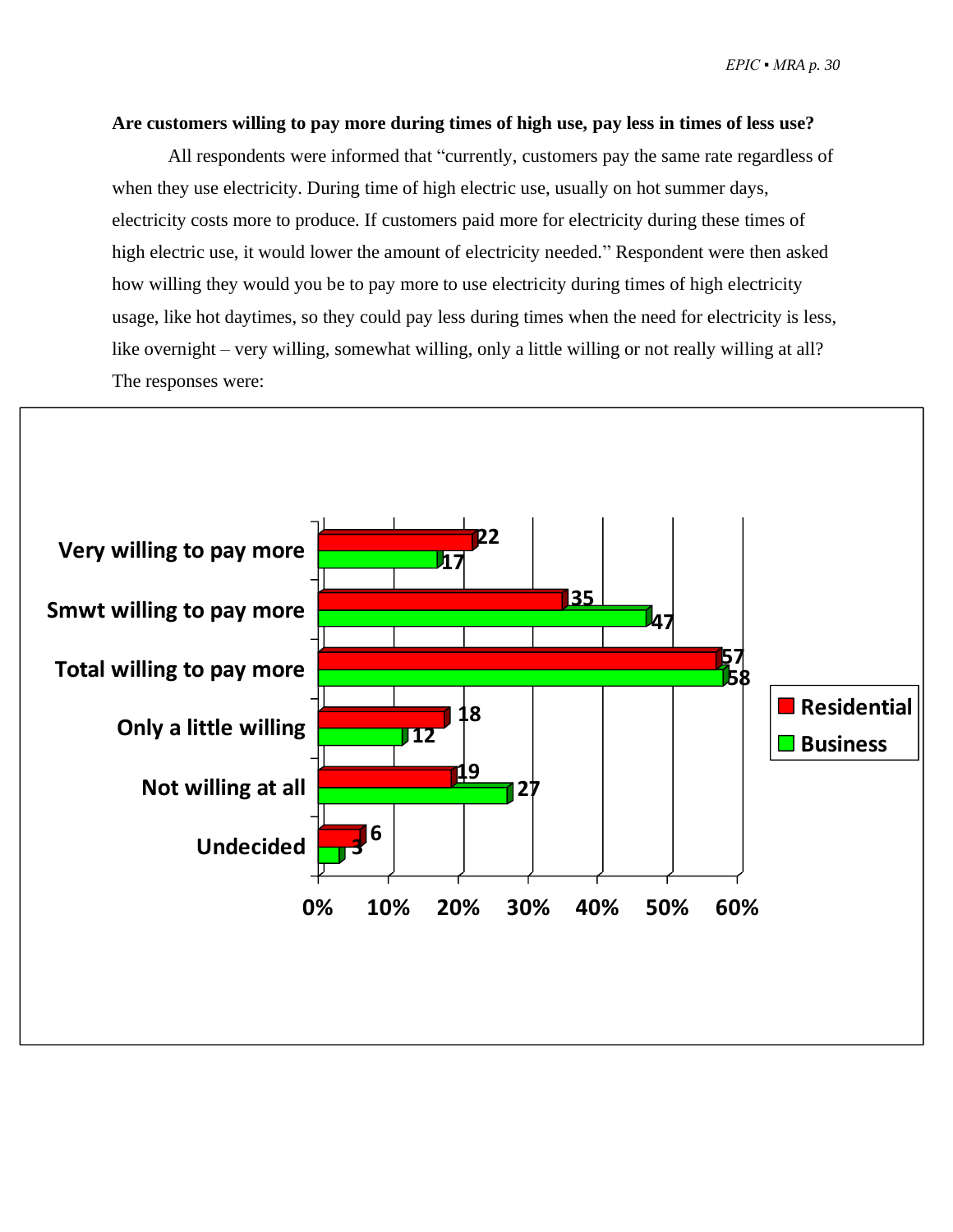**Are customers willing to pay more during times of high use, pay less in times of less use?**

All respondents were informed that "currently, customers pay the same rate regardless of when they use electricity. During time of high electric use, usually on hot summer days, electricity costs more to produce. If customers paid more for electricity during these times of high electric use, it would lower the amount of electricity needed." Respondent were then asked how willing they would you be to pay more to use electricity during times of high electricity usage, like hot daytimes, so they could pay less during times when the need for electricity is less, like overnight – very willing, somewhat willing, only a little willing or not really willing at all? The responses were:

| | Residential | Business |
|---|---|---|
| Very willing to pay more | 22 | 17 |
| Smwt willing to pay more | 35 | 47 |
| Total willing to pay more | 57 | 58 |
| Only a little willing | 18 | 12 |
| Not willing at all | 19 | 27 |
| Undecided | 6 | 3 |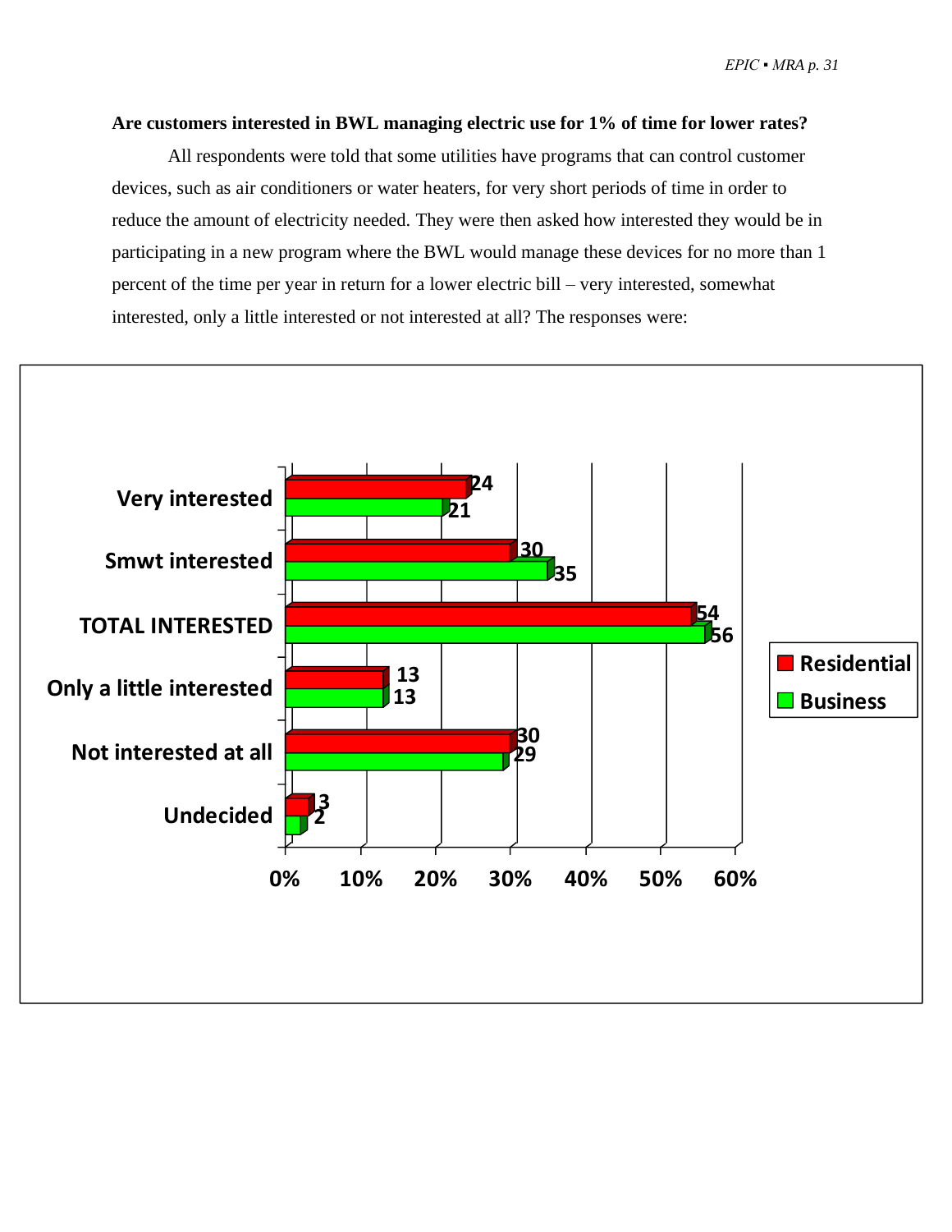**Are customers interested in BWL managing electric use for 1% of time for lower rates?**

All respondents were told that some utilities have programs that can control customer devices, such as air conditioners or water heaters, for very short periods of time in order to reduce the amount of electricity needed. They were then asked how interested they would be in participating in a new program where the BWL would manage these devices for no more than 1 percent of the time per year in return for a lower electric bill – very interested, somewhat interested, only a little interested or not interested at all? The responses were:

| | Residential | Business |
|---|---|---|
| Very interested | 24 | 21 |
| Smwt interested | 30 | 35 |
| TOTAL INTERESTED | 54 | 56 |
| Only a little interested | 13 | 13 |
| Not interested at all | 30 | 29 |
| Undecided | 3 | 2 |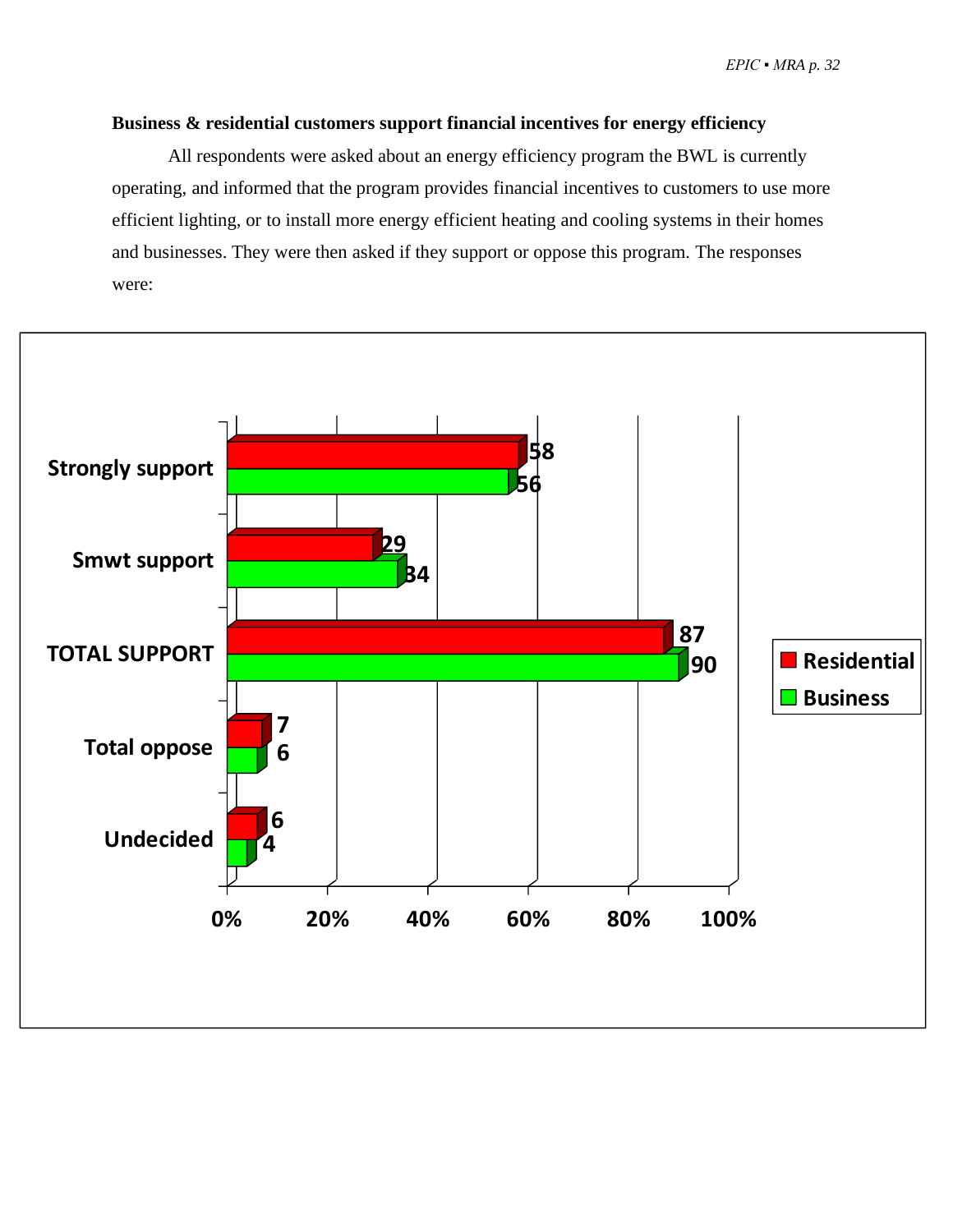**Business & residential customers support financial incentives for energy efficiency**

All respondents were asked about an energy efficiency program the BWL is currently operating, and informed that the program provides financial incentives to customers to use more efficient lighting, or to install more energy efficient heating and cooling systems in their homes and businesses. They were then asked if they support or oppose this program. The responses were:

| | Residential | Business |
|---|---|---|
| Strongly support | 58 | 56 |
| Smwt support | 29 | 34 |
| TOTAL SUPPORT | 87 | 90 |
| Total oppose | 7 | 6 |
| Undecided | 6 | 4 |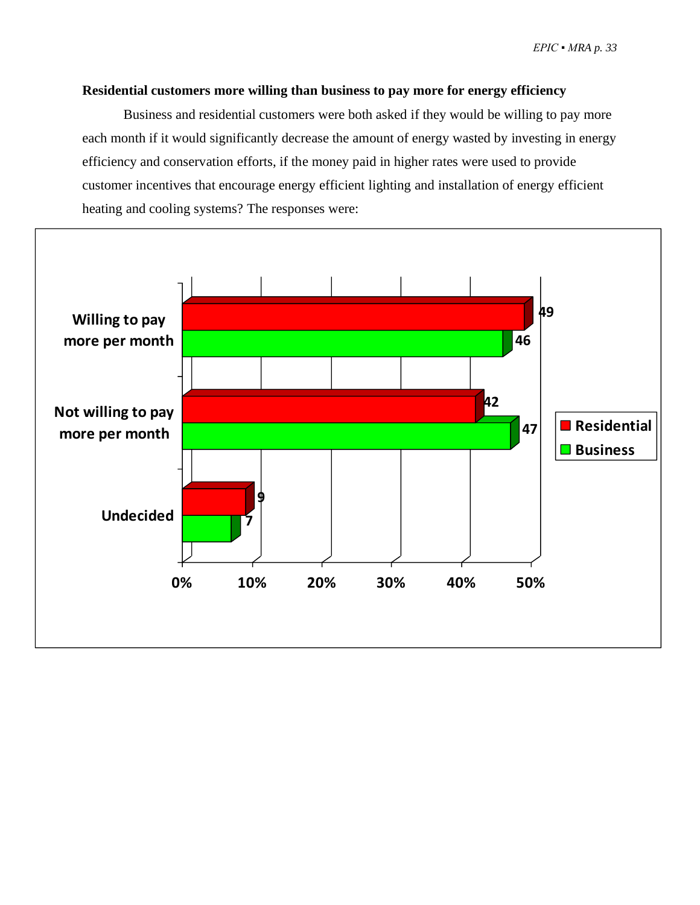**Residential customers more willing than business to pay more for energy efficiency**

Business and residential customers were both asked if they would be willing to pay more each month if it would significantly decrease the amount of energy wasted by investing in energy efficiency and conservation efforts, if the money paid in higher rates were used to provide customer incentives that encourage energy efficient lighting and installation of energy efficient heating and cooling systems? The responses were:

| | Residential | Business |
|---|---|---|
| Willing to pay more per month | 49 | 46 |
| Not willing to pay more per month | 42 | 47 |
| Undecided | 9 | 7 |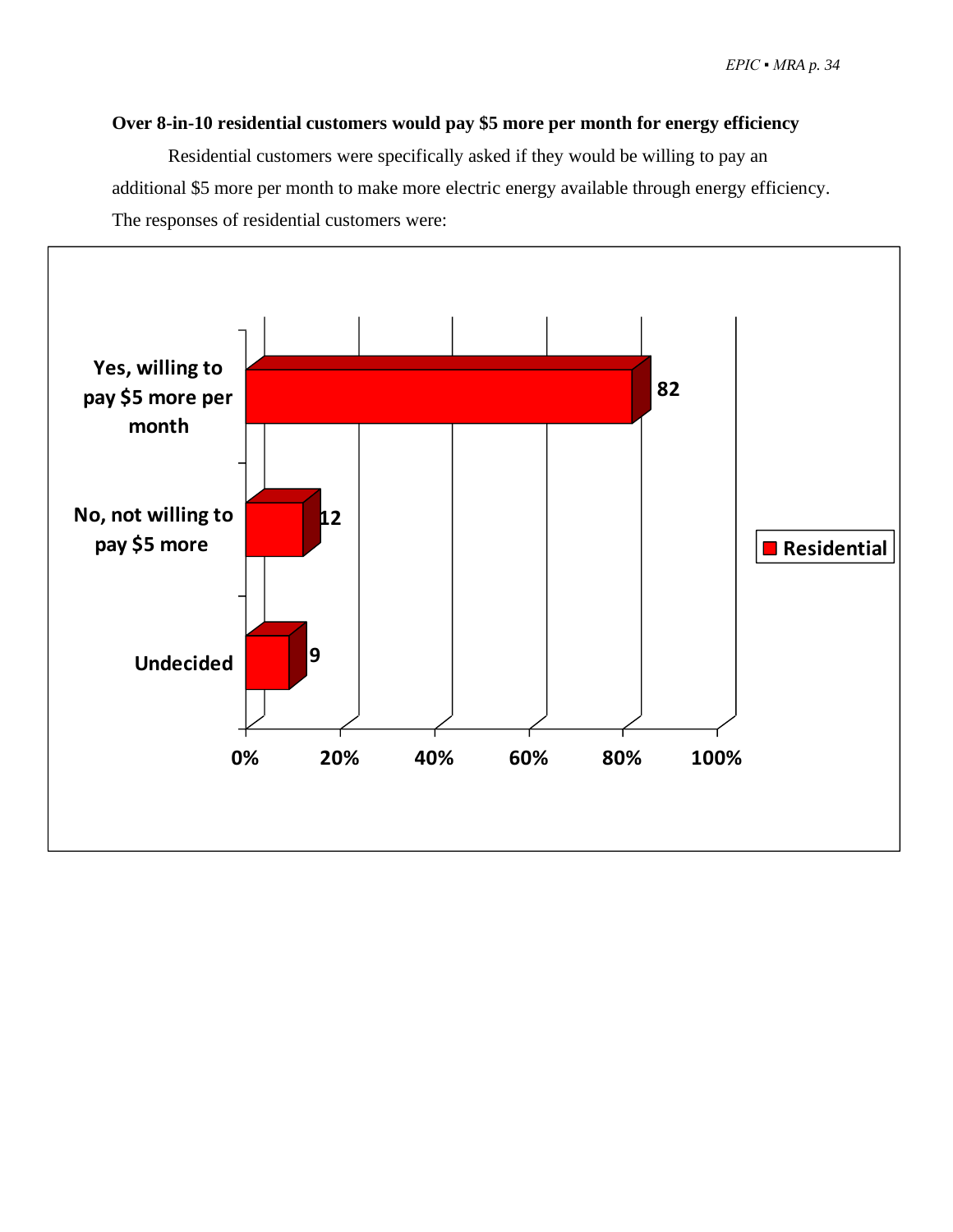**Over 8-in-10 residential customers would pay $5 more per month for energy efficiency**

Residential customers were specifically asked if they would be willing to pay an additional $5 more per month to make more electric energy available through energy efficiency. The responses of residential customers were:

| | Residential |
|---|---|
| Yes, willing to pay $5 more per month | 82 |
| No, not willing to pay $5 more | 12 |
| Undecided | 9 |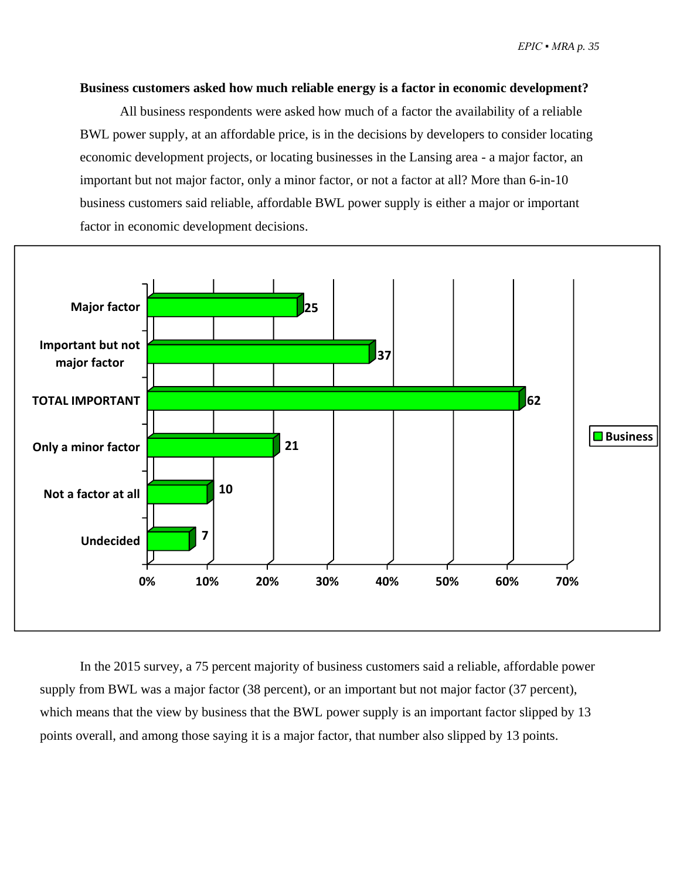**Business customers asked how much reliable energy is a factor in economic development?**

All business respondents were asked how much of a factor the availability of a reliable BWL power supply, at an affordable price, is in the decisions by developers to consider locating economic development projects, or locating businesses in the Lansing area - a major factor, an important but not major factor, only a minor factor, or not a factor at all? More than 6-in-10 business customers said reliable, affordable BWL power supply is either a major or important factor in economic development decisions.

| | Business |
|---|---|
| Major factor | 25 |
| Important but not major factor | 37 |
| TOTAL IMPORTANT | 62 |
| Only a minor factor | 21 |
| Not a factor at all | 10 |
| Undecided | 7 |

In the 2015 survey, a 75 percent majority of business customers said a reliable, affordable power supply from BWL was a major factor (38 percent), or an important but not major factor (37 percent), which means that the view by business that the BWL power supply is an important factor slipped by 13 points overall, and among those saying it is a major factor, that number also slipped by 13 points.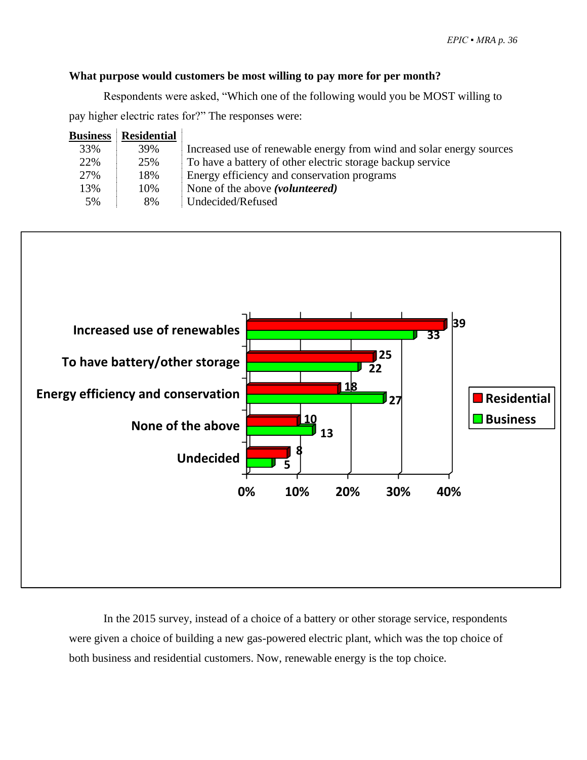**What purpose would customers be most willing to pay more for per month?**

Respondents were asked, "Which one of the following would you be MOST willing to pay higher electric rates for?" The responses were:

| Business | Residential | |
|---|---|---|
| 33% | 39% | Increased use of renewable energy from wind and solar energy sources |
| 22% | 25% | To have a battery of other electric storage backup service |
| 27% | 18% | Energy efficiency and conservation programs |
| 13% | 10% | None of the above ***(volunteered)*** |
| 5% | 8% | Undecided/Refused |

| | Residential | Business |
|---|---|---|
| Increased use of renewables | 39 | 33 |
| To have battery/other storage | 25 | 22 |
| Energy efficiency and conservation | 18 | 27 |
| None of the above | 10 | 13 |
| Undecided | 8 | 5 |

In the 2015 survey, instead of a choice of a battery or other storage service, respondents were given a choice of building a new gas-powered electric plant, which was the top choice of both business and residential customers. Now, renewable energy is the top choice.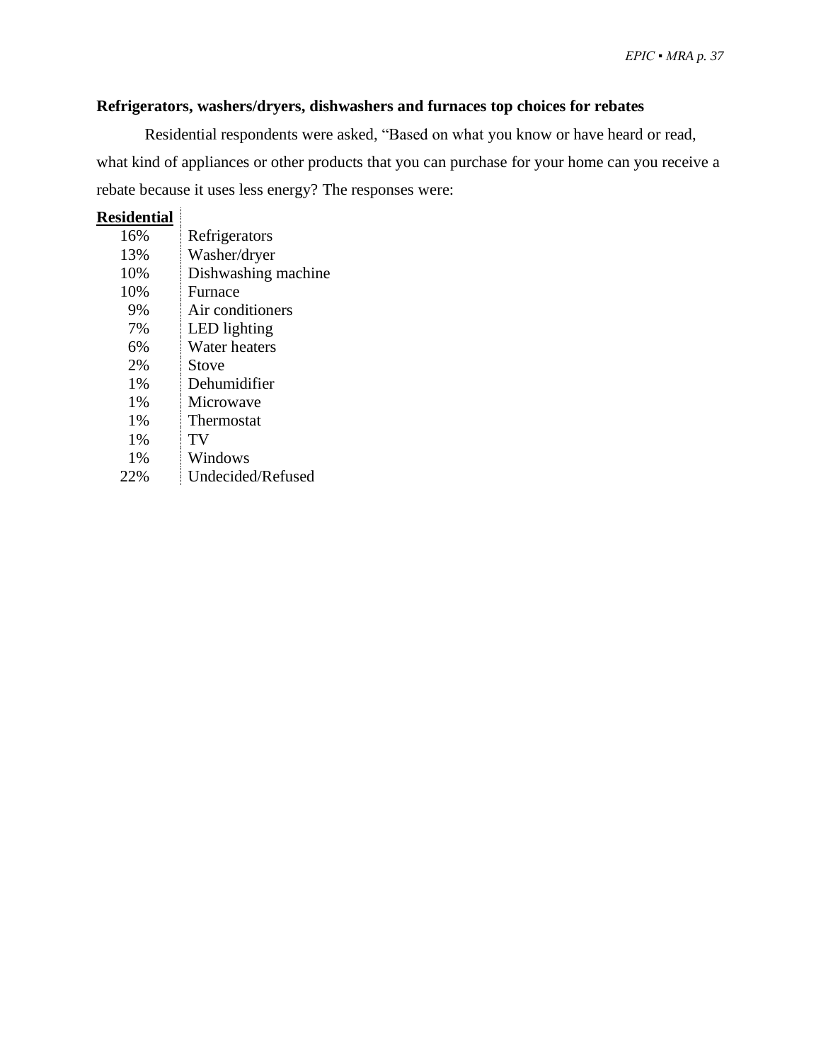**Refrigerators, washers/dryers, dishwashers and furnaces top choices for rebates**

Residential respondents were asked, "Based on what you know or have heard or read, what kind of appliances or other products that you can purchase for your home can you receive a rebate because it uses less energy? The responses were:

| Residential | |
|---|---|
| 16% | Refrigerators |
| 13% | Washer/dryer |
| 10% | Dishwashing machine |
| 10% | Furnace |
| 9% | Air conditioners |
| 7% | LED lighting |
| 6% | Water heaters |
| 2% | Stove |
| 1% | Dehumidifier |
| 1% | Microwave |
| 1% | Thermostat |
| 1% | TV |
| 1% | Windows |
| 22% | Undecided/Refused |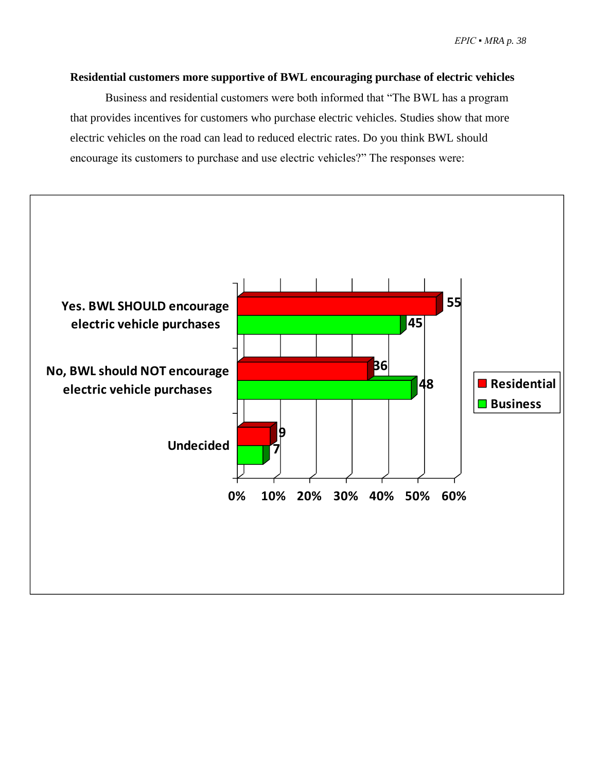**Residential customers more supportive of BWL encouraging purchase of electric vehicles**

Business and residential customers were both informed that "The BWL has a program that provides incentives for customers who purchase electric vehicles. Studies show that more electric vehicles on the road can lead to reduced electric rates. Do you think BWL should encourage its customers to purchase and use electric vehicles?" The responses were:

| | Residential | Business |
|---|---|---|
| Yes. BWL SHOULD encourage electric vehicle purchases | 55 | 45 |
| No, BWL should NOT encourage electric vehicle purchases | 36 | 48 |
| Undecided | 9 | 7 |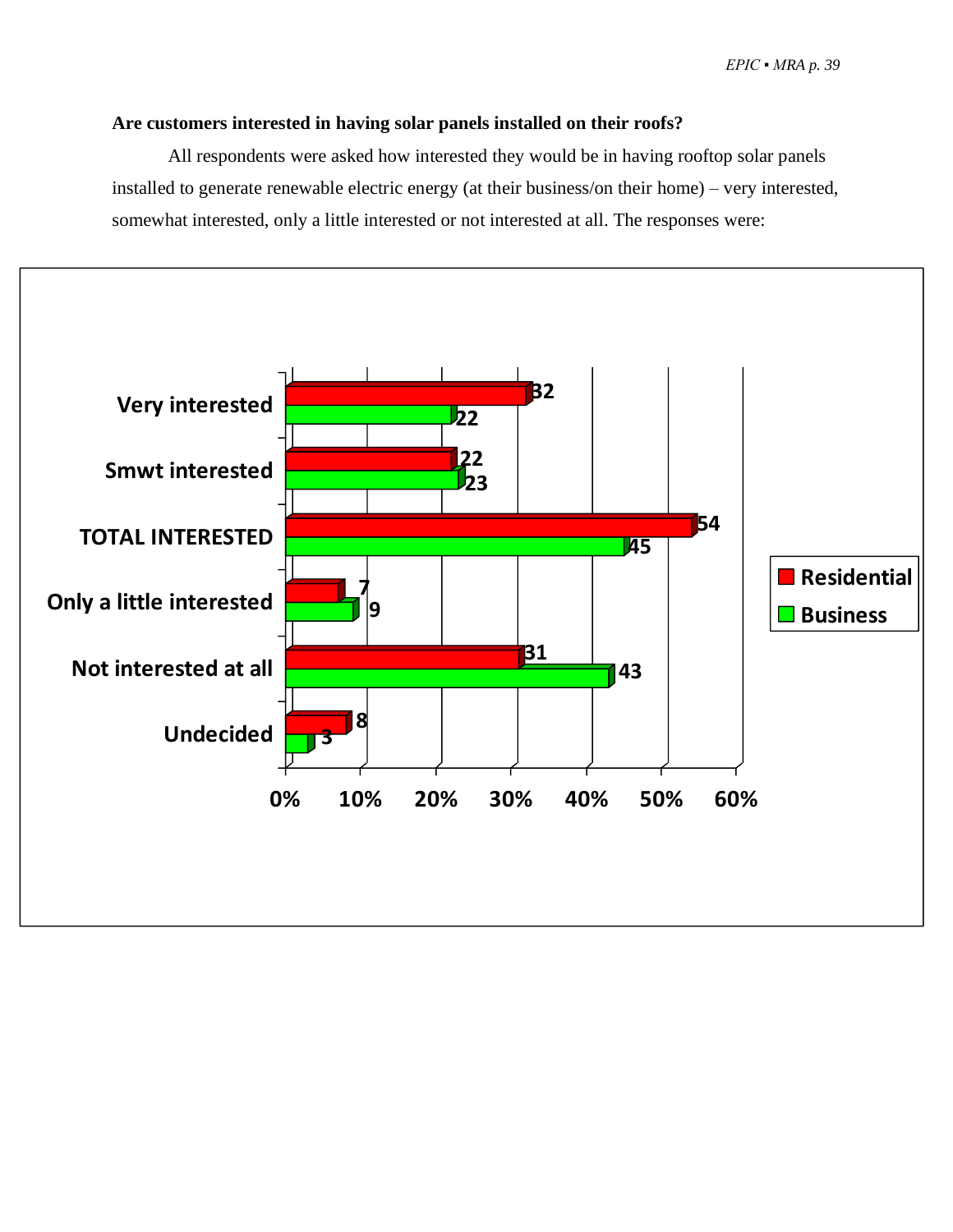**Are customers interested in having solar panels installed on their roofs?**

All respondents were asked how interested they would be in having rooftop solar panels installed to generate renewable electric energy (at their business/on their home) – very interested, somewhat interested, only a little interested or not interested at all. The responses were:

| | Residential | Business |
|---|---|---|
| Very interested | 32 | 22 |
| Smwt interested | 22 | 23 |
| TOTAL INTERESTED | 54 | 45 |
| Only a little interested | 7 | 9 |
| Not interested at all | 31 | 43 |
| Undecided | 8 | 3 |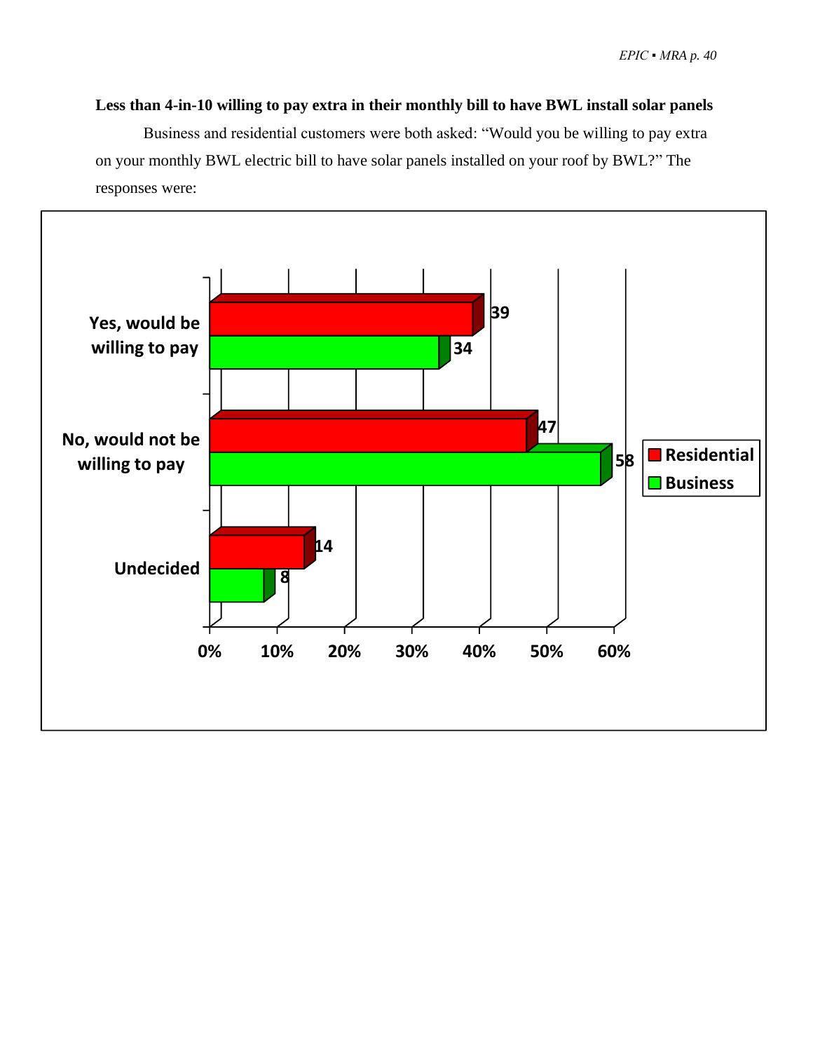**Less than 4-in-10 willing to pay extra in their monthly bill to have BWL install solar panels**

Business and residential customers were both asked: "Would you be willing to pay extra on your monthly BWL electric bill to have solar panels installed on your roof by BWL?" The responses were:

| | Residential | Business |
|---|---|---|
| Yes, would be willing to pay | 39 | 34 |
| No, would not be willing to pay | 47 | 58 |
| Undecided | 14 | 8 |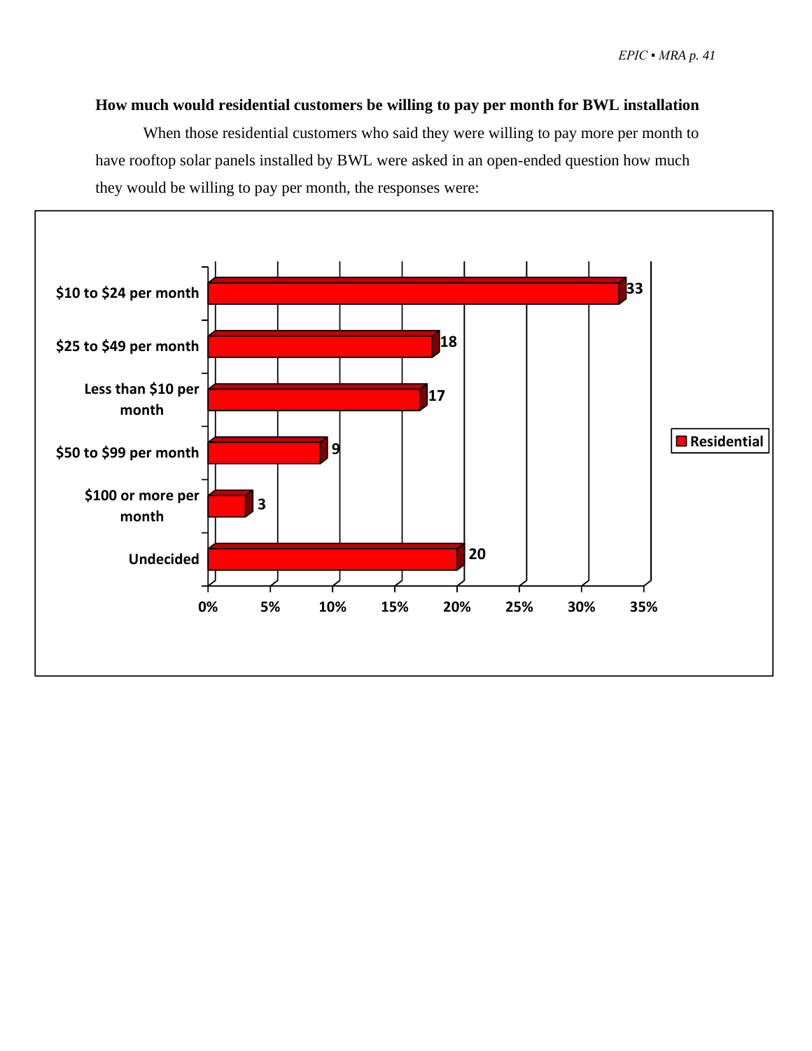**How much would residential customers be willing to pay per month for BWL installation**

When those residential customers who said they were willing to pay more per month to have rooftop solar panels installed by BWL were asked in an open-ended question how much they would be willing to pay per month, the responses were:

| Response | Residential (%) |
|---|---|
| $10 to $24 per month | 33 |
| $25 to $49 per month | 18 |
| Less than $10 per month | 17 |
| $50 to $99 per month | 9 |
| $100 or more per month | 3 |
| Undecided | 20 |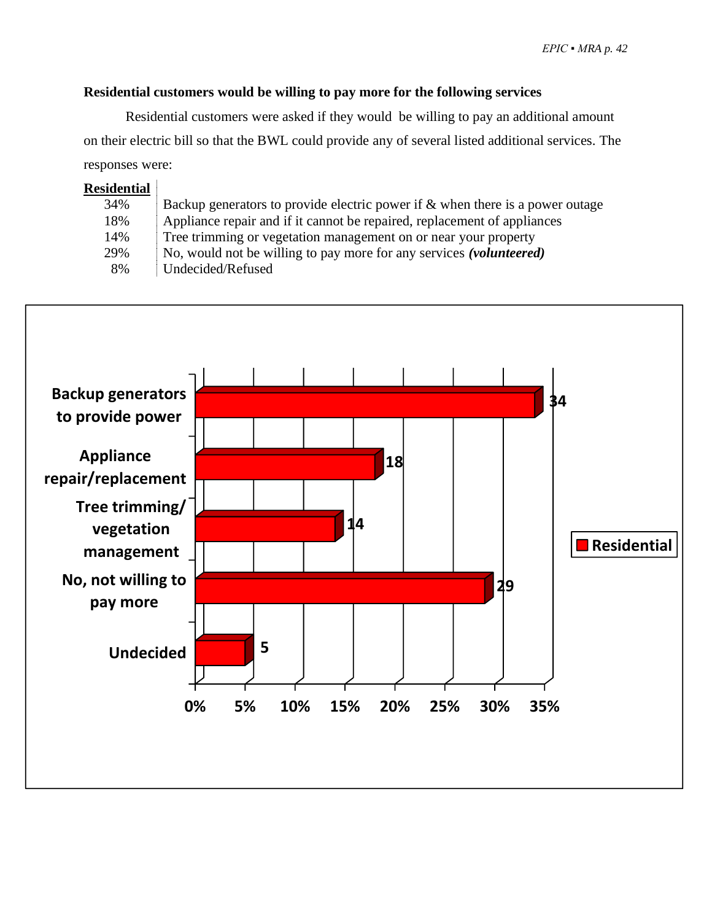**Residential customers would be willing to pay more for the following services**

Residential customers were asked if they would be willing to pay an additional amount on their electric bill so that the BWL could provide any of several listed additional services. The responses were:

| Residential | |
|---|---|
| 34% | Backup generators to provide electric power if & when there is a power outage |
| 18% | Appliance repair and if it cannot be repaired, replacement of appliances |
| 14% | Tree trimming or vegetation management on or near your property |
| 29% | No, would not be willing to pay more for any services ***(volunteered)*** |
| 8% | Undecided/Refused |

| | Residential |
|---|---|
| Backup generators to provide power | 34 |
| Appliance repair/replacement | 18 |
| Tree trimming/ vegetation management | 14 |
| No, not willing to pay more | 29 |
| Undecided | 5 |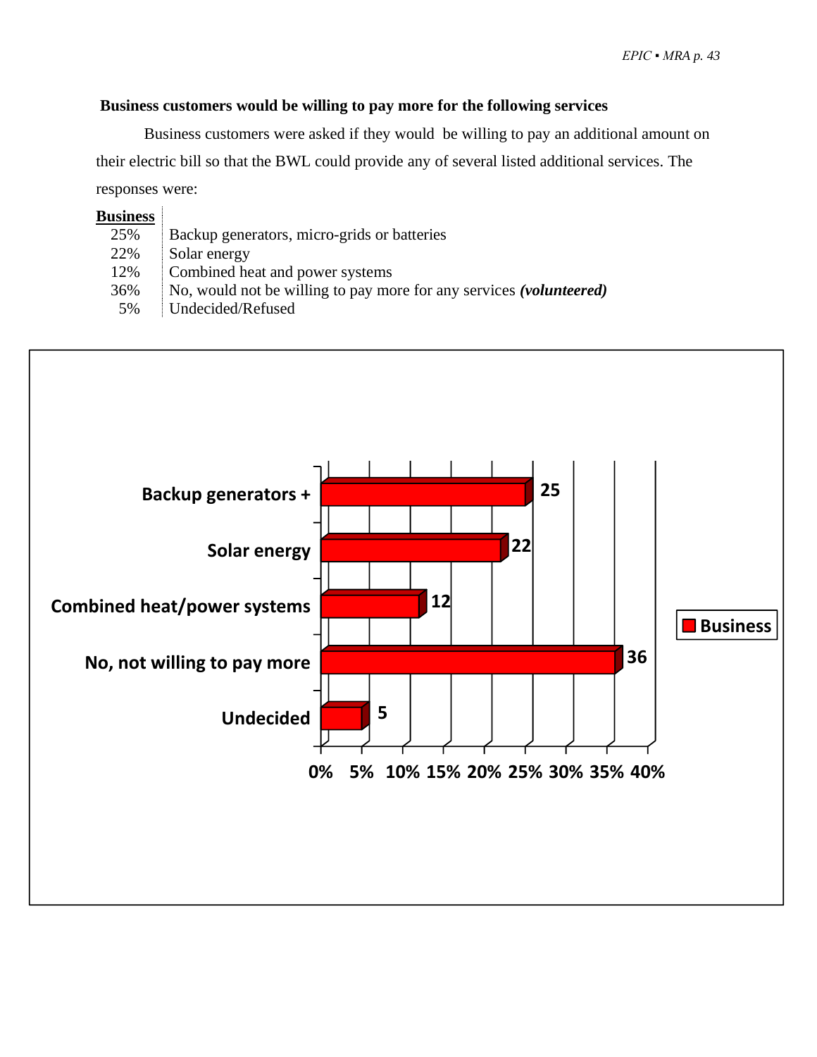**Business customers would be willing to pay more for the following services**

Business customers were asked if they would be willing to pay an additional amount on their electric bill so that the BWL could provide any of several listed additional services. The responses were:

| Business | |
|---|---|
| 25% | Backup generators, micro-grids or batteries |
| 22% | Solar energy |
| 12% | Combined heat and power systems |
| 36% | No, would not be willing to pay more for any services ***(volunteered)*** |
| 5% | Undecided/Refused |

| | Business |
|---|---|
| Backup generators + | 25 |
| Solar energy | 22 |
| Combined heat/power systems | 12 |
| No, not willing to pay more | 36 |
| Undecided | 5 |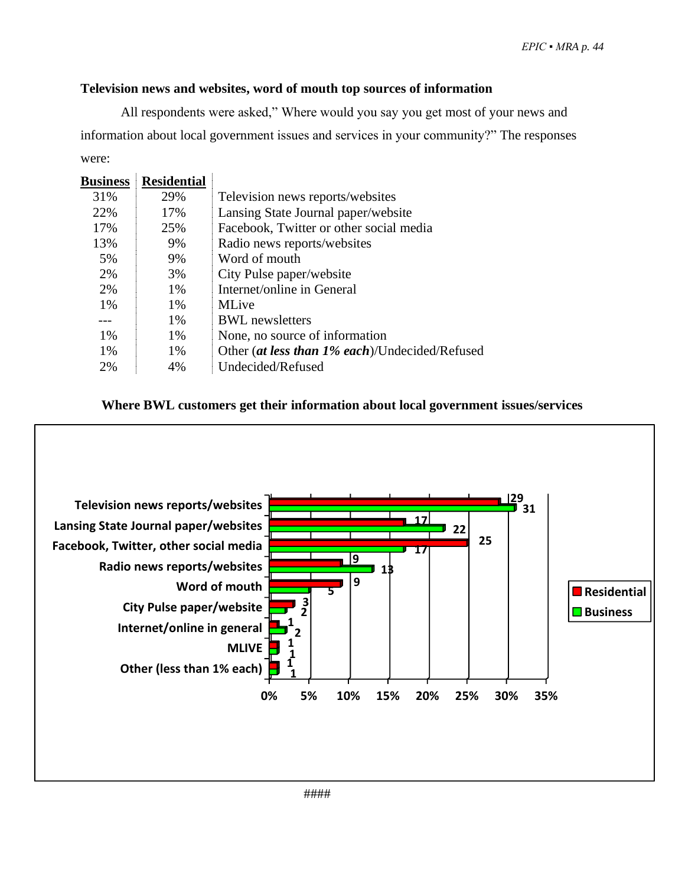### Television news and websites, word of mouth top sources of information

All respondents were asked," Where would you say you get most of your news and information about local government issues and services in your community?" The responses were:

| Business | Residential | |
|---|---|---|
| 31% | 29% | Television news reports/websites |
| 22% | 17% | Lansing State Journal paper/website |
| 17% | 25% | Facebook, Twitter or other social media |
| 13% | 9% | Radio news reports/websites |
| 5% | 9% | Word of mouth |
| 2% | 3% | City Pulse paper/website |
| 2% | 1% | Internet/online in General |
| 1% | 1% | MLive |
| --- | 1% | BWL newsletters |
| 1% | 1% | None, no source of information |
| 1% | 1% | Other (***at less than 1% each***)/Undecided/Refused |
| 2% | 4% | Undecided/Refused |

**Where BWL customers get their information about local government issues/services**

Television news reports/websites 29 31
Lansing State Journal paper/websites 17 22
Facebook, Twitter, other social media 25 17
Radio news reports/websites 9 13
Word of mouth 9 5
City Pulse paper/website 3 2
Internet/online in general 1 2
MLIVE 1 1
Other (less than 1% each) 1 1

0% 5% 10% 15% 20% 25% 30% 35%

Residential
Business

####